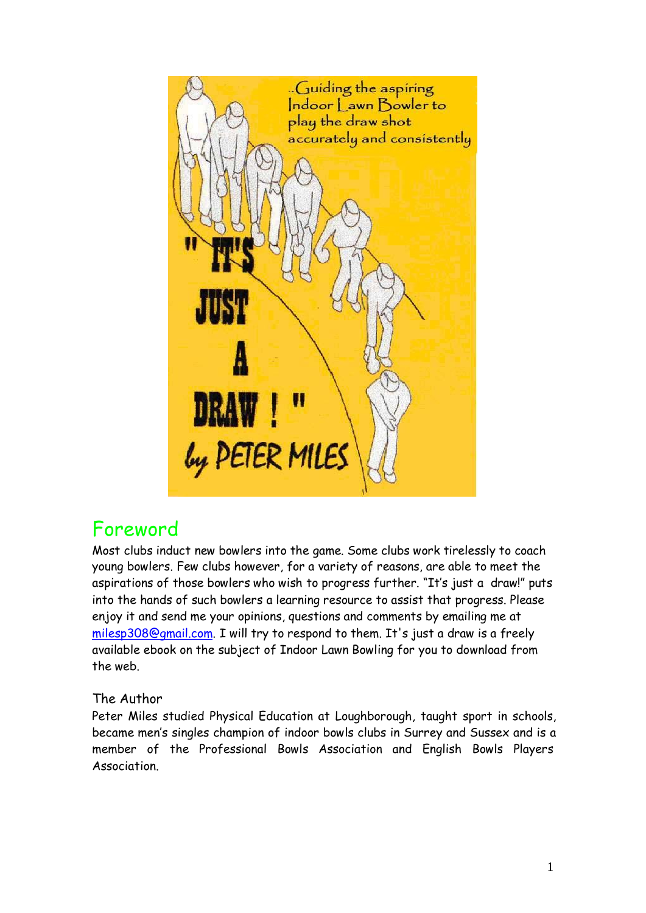..Guiding the aspiring Indoor Lawn Bowler to play the draw shot accurately and consistently

# " IT'S JUST A DRAW ! "

by PETER MILES

## Foreword

Most clubs induct new bowlers into the game. Some clubs work tirelessly to coach young bowlers. Few clubs however, for a variety of reasons, are able to meet the aspirations of those bowlers who wish to progress further. "It's just a draw!" puts into the hands of such bowlers a learning resource to assist that progress. Please enjoy it and send me your opinions, questions and comments by emailing me at milesp308@gmail.com. I will try to respond to them. It's just a draw is a freely available ebook on the subject of Indoor Lawn Bowling for you to download from the web.

The Author

Peter Miles studied Physical Education at Loughborough, taught sport in schools, became men's singles champion of indoor bowls clubs in Surrey and Sussex and is a member of the Professional Bowls Association and English Bowls Players Association.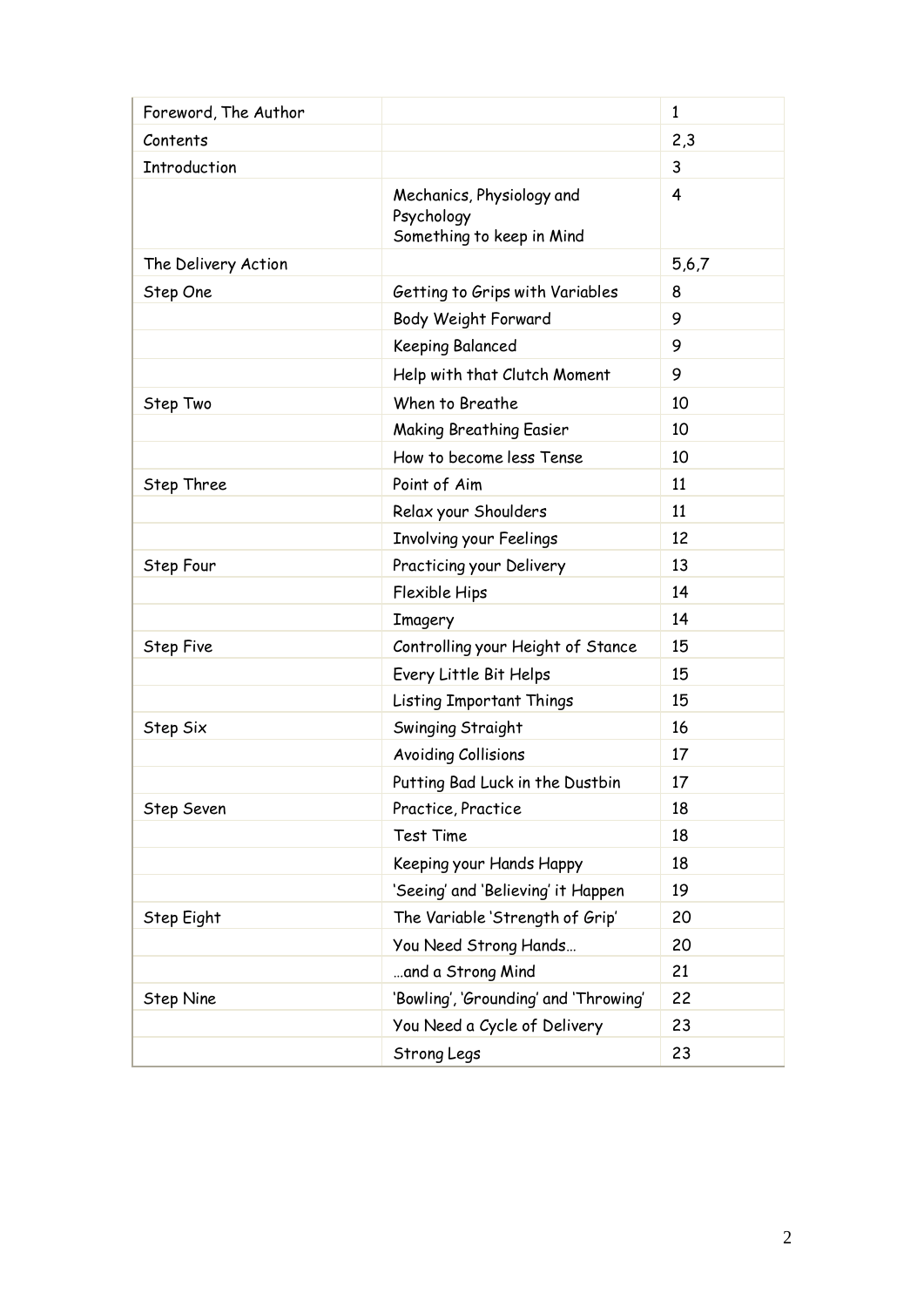| | | |
|---|---|---|
| Foreword, The Author | | 1 |
| Contents | | 2,3 |
| Introduction | | 3 |
| | Mechanics, Physiology and Psychology<br>Something to keep in Mind | 4 |
| The Delivery Action | | 5,6,7 |
| Step One | Getting to Grips with Variables | 8 |
| | Body Weight Forward | 9 |
| | Keeping Balanced | 9 |
| | Help with that Clutch Moment | 9 |
| Step Two | When to Breathe | 10 |
| | Making Breathing Easier | 10 |
| | How to become less Tense | 10 |
| Step Three | Point of Aim | 11 |
| | Relax your Shoulders | 11 |
| | Involving your Feelings | 12 |
| Step Four | Practicing your Delivery | 13 |
| | Flexible Hips | 14 |
| | Imagery | 14 |
| Step Five | Controlling your Height of Stance | 15 |
| | Every Little Bit Helps | 15 |
| | Listing Important Things | 15 |
| Step Six | Swinging Straight | 16 |
| | Avoiding Collisions | 17 |
| | Putting Bad Luck in the Dustbin | 17 |
| Step Seven | Practice, Practice | 18 |
| | Test Time | 18 |
| | Keeping your Hands Happy | 18 |
| | 'Seeing' and 'Believing' it Happen | 19 |
| Step Eight | The Variable 'Strength of Grip' | 20 |
| | You Need Strong Hands… | 20 |
| | …and a Strong Mind | 21 |
| Step Nine | 'Bowling', 'Grounding' and 'Throwing' | 22 |
| | You Need a Cycle of Delivery | 23 |
| | Strong Legs | 23 |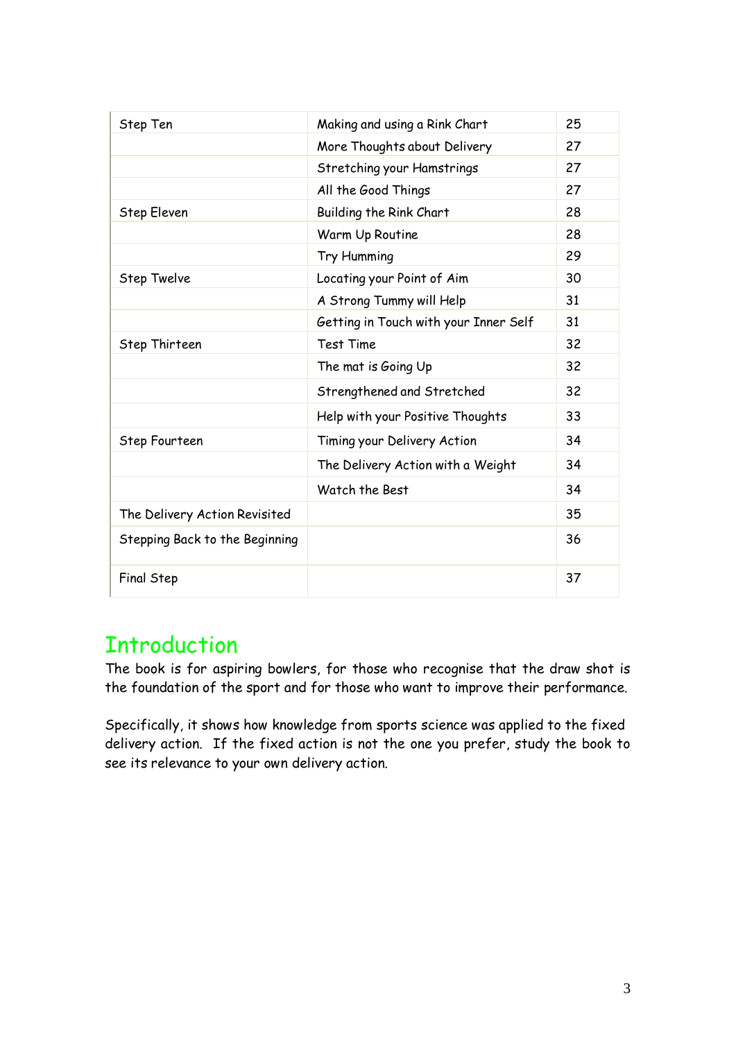| | | |
|---|---|---|
| Step Ten | Making and using a Rink Chart | 25 |
| | More Thoughts about Delivery | 27 |
| | Stretching your Hamstrings | 27 |
| | All the Good Things | 27 |
| Step Eleven | Building the Rink Chart | 28 |
| | Warm Up Routine | 28 |
| | Try Humming | 29 |
| Step Twelve | Locating your Point of Aim | 30 |
| | A Strong Tummy will Help | 31 |
| | Getting in Touch with your Inner Self | 31 |
| Step Thirteen | Test Time | 32 |
| | The mat is Going Up | 32 |
| | Strengthened and Stretched | 32 |
| | Help with your Positive Thoughts | 33 |
| Step Fourteen | Timing your Delivery Action | 34 |
| | The Delivery Action with a Weight | 34 |
| | Watch the Best | 34 |
| The Delivery Action Revisited | | 35 |
| Stepping Back to the Beginning | | 36 |
| Final Step | | 37 |

# Introduction

The book is for aspiring bowlers, for those who recognise that the draw shot is the foundation of the sport and for those who want to improve their performance.

Specifically, it shows how knowledge from sports science was applied to the fixed delivery action. If the fixed action is not the one you prefer, study the book to see its relevance to your own delivery action.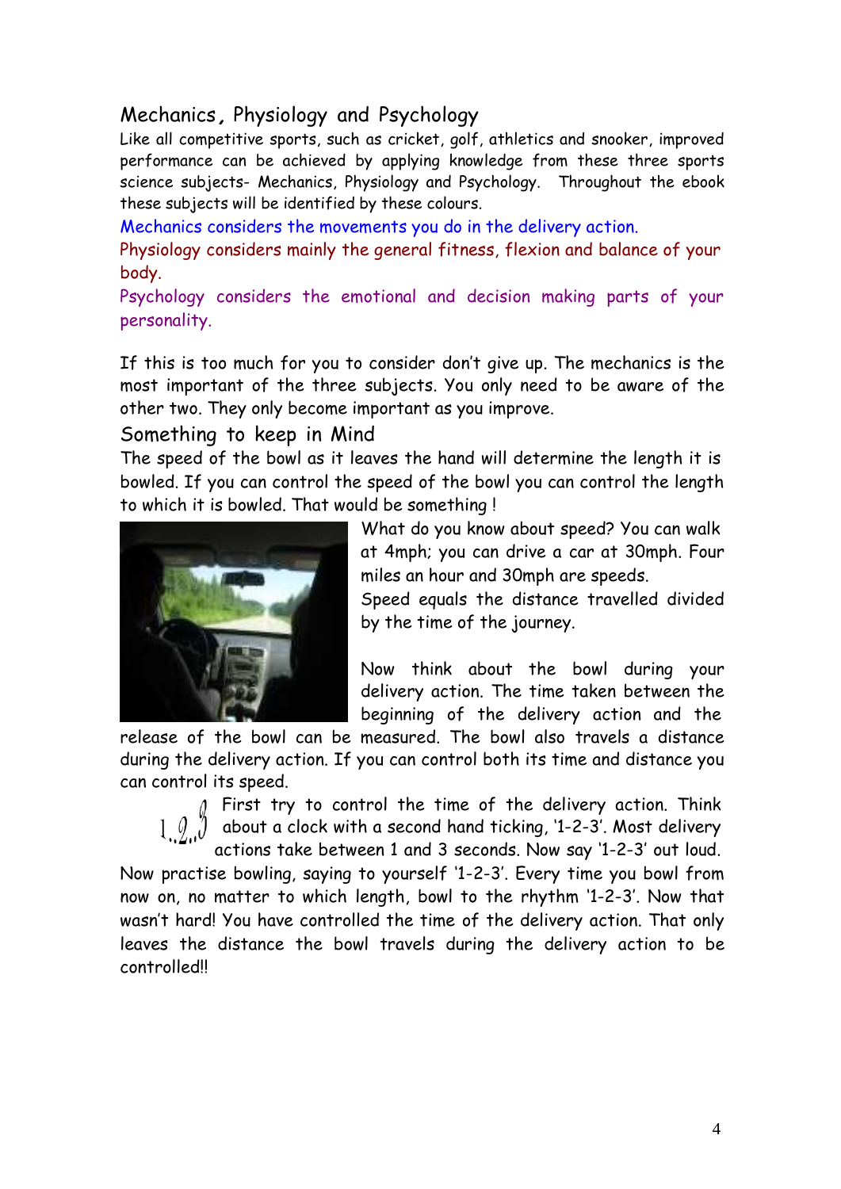## Mechanics, Physiology and Psychology

Like all competitive sports, such as cricket, golf, athletics and snooker, improved performance can be achieved by applying knowledge from these three sports science subjects- Mechanics, Physiology and Psychology. Throughout the ebook these subjects will be identified by these colours.

Mechanics considers the movements you do in the delivery action.

Physiology considers mainly the general fitness, flexion and balance of your body.

Psychology considers the emotional and decision making parts of your personality.

If this is too much for you to consider don't give up. The mechanics is the most important of the three subjects. You only need to be aware of the other two. They only become important as you improve.

## Something to keep in Mind

The speed of the bowl as it leaves the hand will determine the length it is bowled. If you can control the speed of the bowl you can control the length to which it is bowled. That would be something !

What do you know about speed? You can walk at 4mph; you can drive a car at 30mph. Four miles an hour and 30mph are speeds.

Speed equals the distance travelled divided by the time of the journey.

Now think about the bowl during your delivery action. The time taken between the beginning of the delivery action and the release of the bowl can be measured. The bowl also travels a distance during the delivery action. If you can control both its time and distance you can control its speed.

First try to control the time of the delivery action. Think about a clock with a second hand ticking, '1-2-3'. Most delivery actions take between 1 and 3 seconds. Now say '1-2-3' out loud. Now practise bowling, saying to yourself '1-2-3'. Every time you bowl from now on, no matter to which length, bowl to the rhythm '1-2-3'. Now that wasn't hard! You have controlled the time of the delivery action. That only leaves the distance the bowl travels during the delivery action to be controlled!!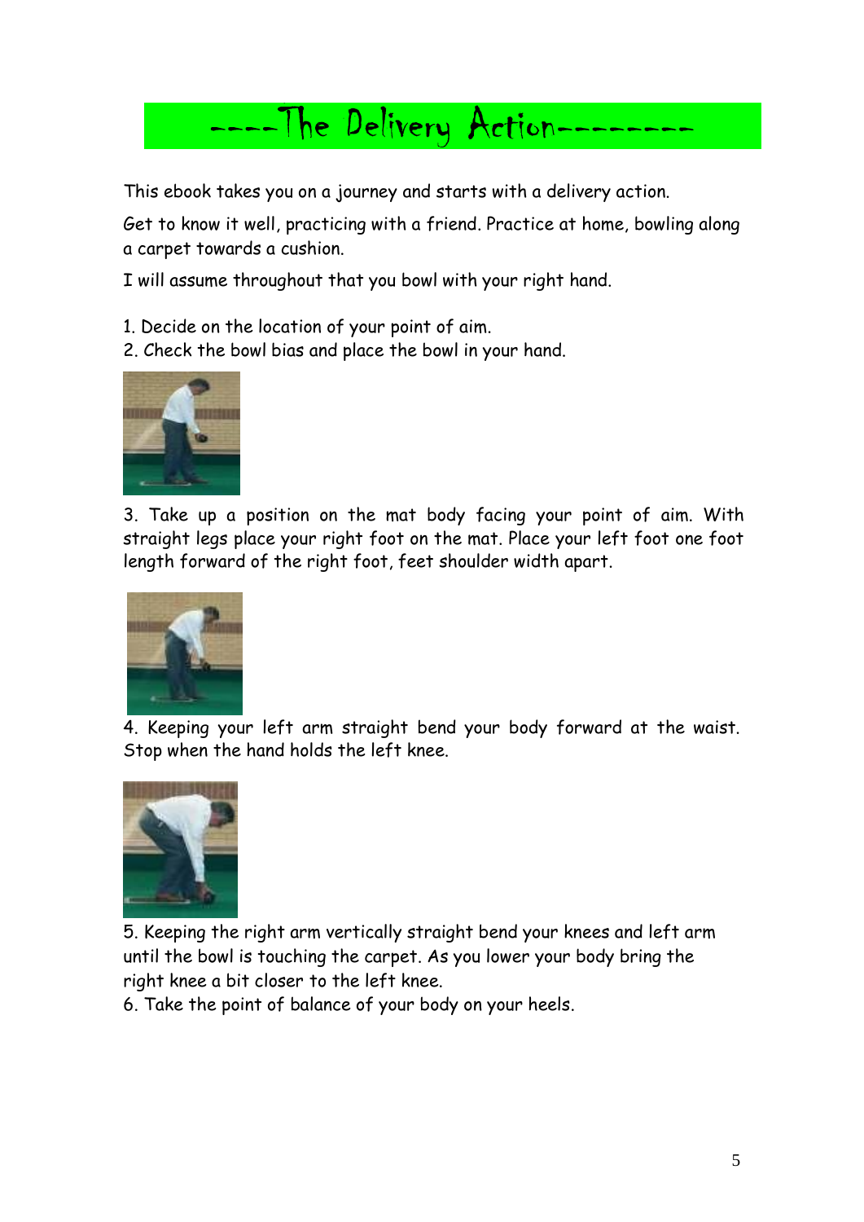# ----The Delivery Action--------

This ebook takes you on a journey and starts with a delivery action.

Get to know it well, practicing with a friend. Practice at home, bowling along a carpet towards a cushion.

I will assume throughout that you bowl with your right hand.

1. Decide on the location of your point of aim.
2. Check the bowl bias and place the bowl in your hand.
3. Take up a position on the mat body facing your point of aim. With straight legs place your right foot on the mat. Place your left foot one foot length forward of the right foot, feet shoulder width apart.
4. Keeping your left arm straight bend your body forward at the waist. Stop when the hand holds the left knee.
5. Keeping the right arm vertically straight bend your knees and left arm until the bowl is touching the carpet. As you lower your body bring the right knee a bit closer to the left knee.
6. Take the point of balance of your body on your heels.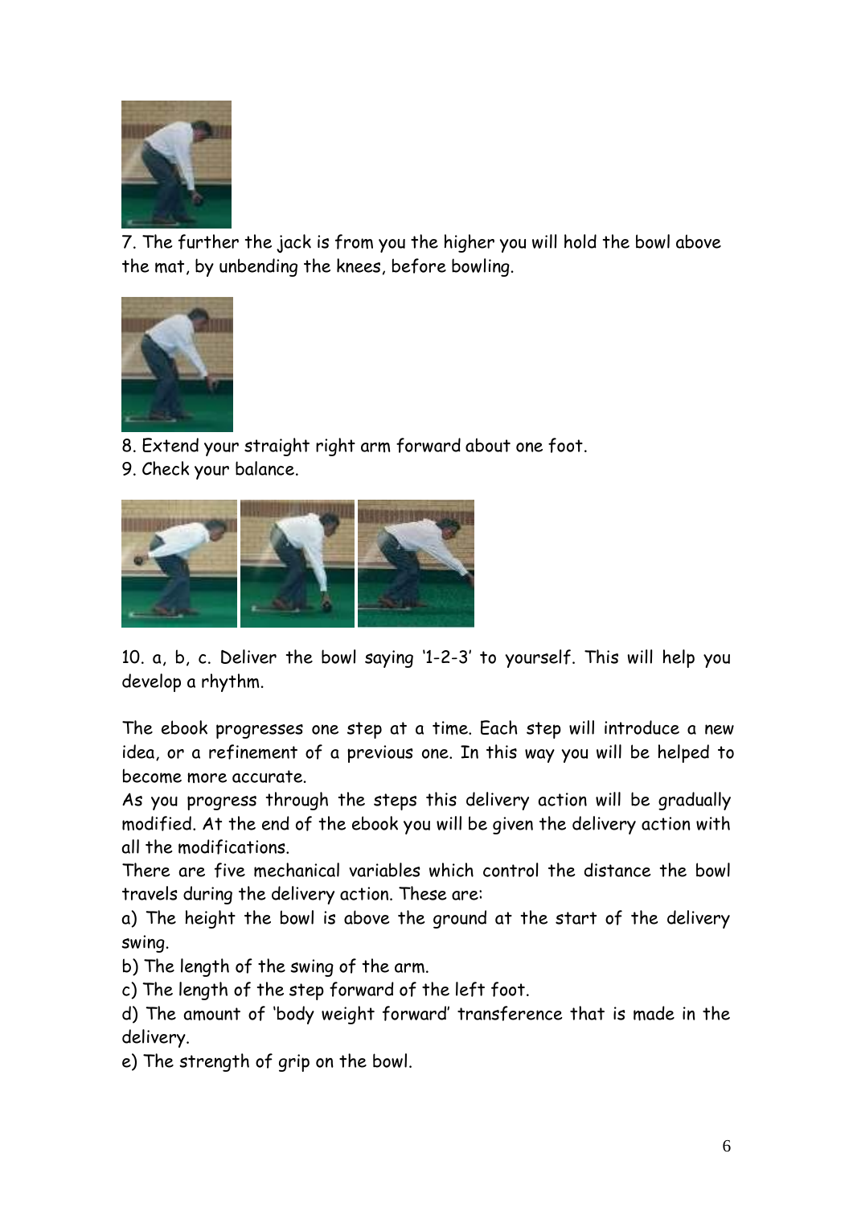7. The further the jack is from you the higher you will hold the bowl above the mat, by unbending the knees, before bowling.

8. Extend your straight right arm forward about one foot.

9. Check your balance.

10. a, b, c. Deliver the bowl saying '1-2-3' to yourself. This will help you develop a rhythm.

The ebook progresses one step at a time. Each step will introduce a new idea, or a refinement of a previous one. In this way you will be helped to become more accurate.

As you progress through the steps this delivery action will be gradually modified. At the end of the ebook you will be given the delivery action with all the modifications.

There are five mechanical variables which control the distance the bowl travels during the delivery action. These are:

a) The height the bowl is above the ground at the start of the delivery swing.

b) The length of the swing of the arm.

c) The length of the step forward of the left foot.

d) The amount of 'body weight forward' transference that is made in the delivery.

e) The strength of grip on the bowl.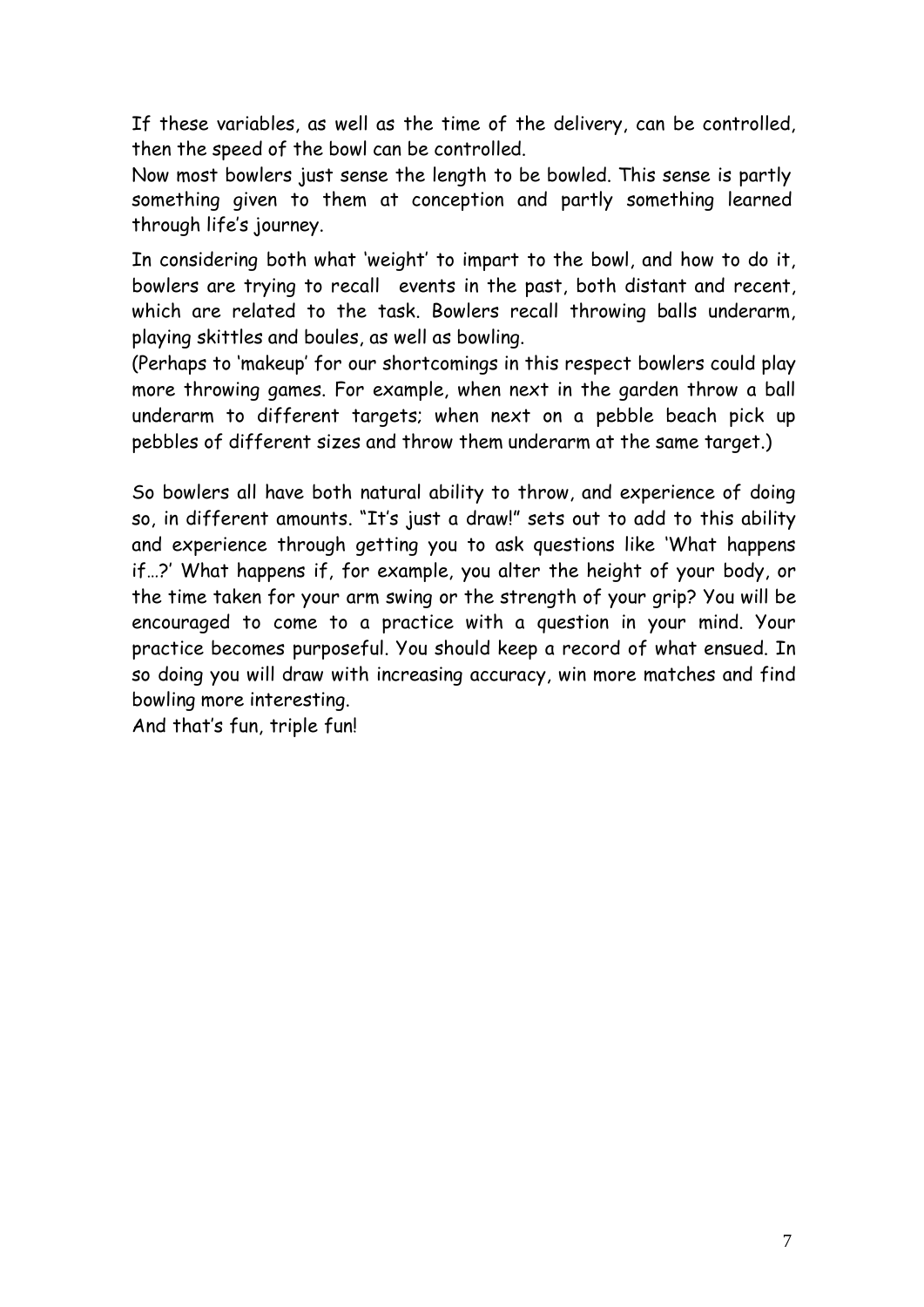If these variables, as well as the time of the delivery, can be controlled, then the speed of the bowl can be controlled.

Now most bowlers just sense the length to be bowled. This sense is partly something given to them at conception and partly something learned through life's journey.

In considering both what 'weight' to impart to the bowl, and how to do it, bowlers are trying to recall events in the past, both distant and recent, which are related to the task. Bowlers recall throwing balls underarm, playing skittles and boules, as well as bowling.

(Perhaps to 'makeup' for our shortcomings in this respect bowlers could play more throwing games. For example, when next in the garden throw a ball underarm to different targets; when next on a pebble beach pick up pebbles of different sizes and throw them underarm at the same target.)

So bowlers all have both natural ability to throw, and experience of doing so, in different amounts. "It's just a draw!" sets out to add to this ability and experience through getting you to ask questions like 'What happens if…?' What happens if, for example, you alter the height of your body, or the time taken for your arm swing or the strength of your grip? You will be encouraged to come to a practice with a question in your mind. Your practice becomes purposeful. You should keep a record of what ensued. In so doing you will draw with increasing accuracy, win more matches and find bowling more interesting.

And that's fun, triple fun!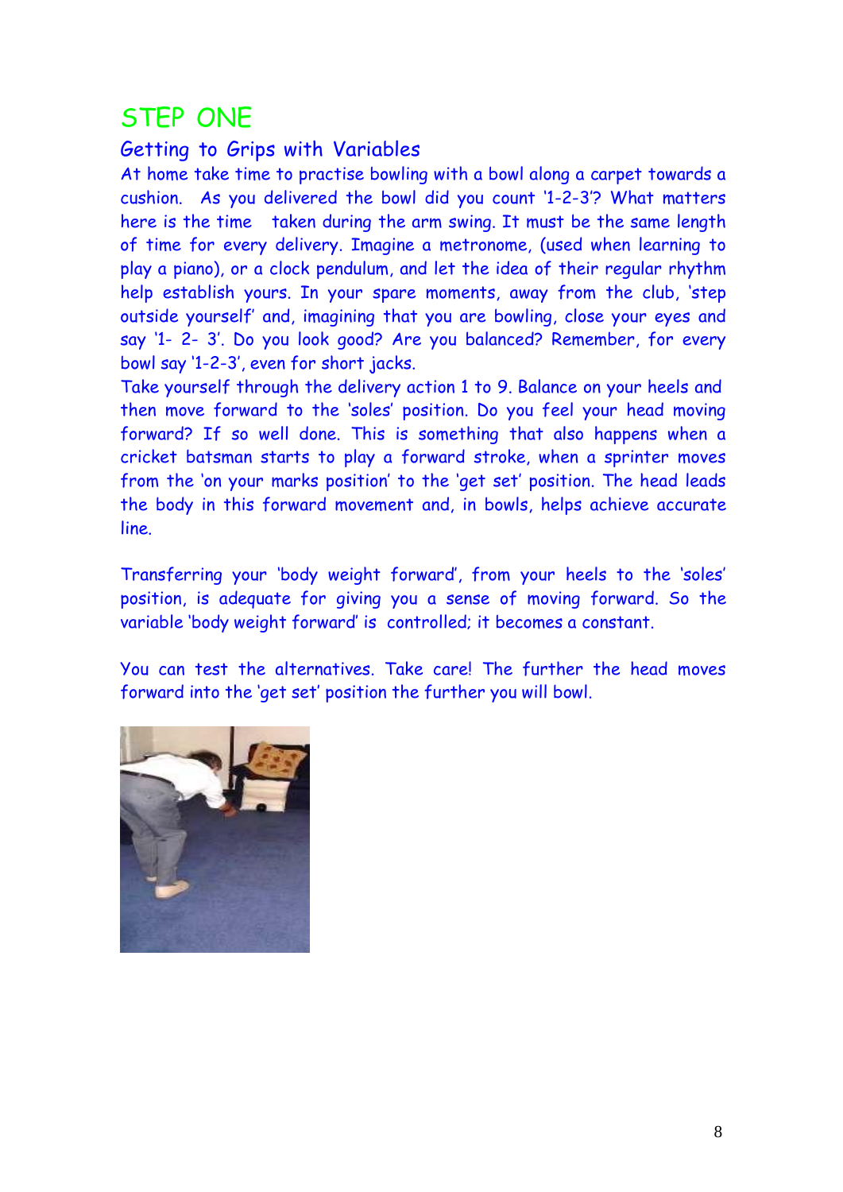# STEP ONE

## Getting to Grips with Variables

At home take time to practise bowling with a bowl along a carpet towards a cushion. As you delivered the bowl did you count '1-2-3'? What matters here is the time taken during the arm swing. It must be the same length of time for every delivery. Imagine a metronome, (used when learning to play a piano), or a clock pendulum, and let the idea of their regular rhythm help establish yours. In your spare moments, away from the club, 'step outside yourself' and, imagining that you are bowling, close your eyes and say '1- 2- 3'. Do you look good? Are you balanced? Remember, for every bowl say '1-2-3', even for short jacks.

Take yourself through the delivery action 1 to 9. Balance on your heels and then move forward to the 'soles' position. Do you feel your head moving forward? If so well done. This is something that also happens when a cricket batsman starts to play a forward stroke, when a sprinter moves from the 'on your marks position' to the 'get set' position. The head leads the body in this forward movement and, in bowls, helps achieve accurate line.

Transferring your 'body weight forward', from your heels to the 'soles' position, is adequate for giving you a sense of moving forward. So the variable 'body weight forward' is controlled; it becomes a constant.

You can test the alternatives. Take care! The further the head moves forward into the 'get set' position the further you will bowl.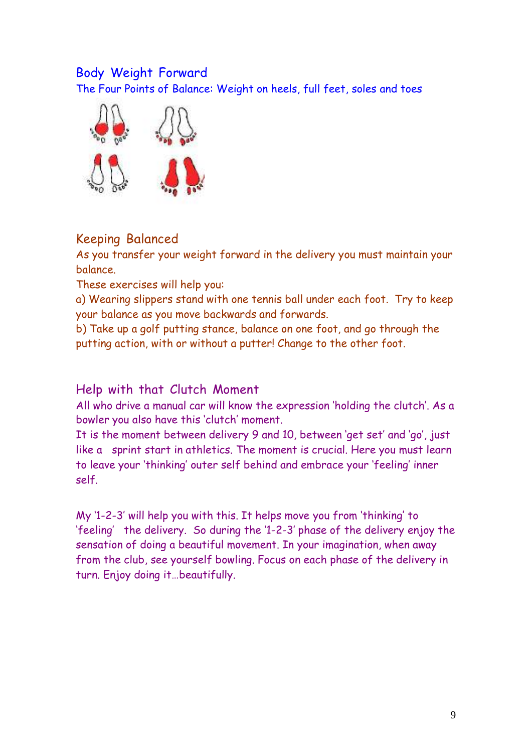## Body Weight Forward

The Four Points of Balance: Weight on heels, full feet, soles and toes

## Keeping Balanced

As you transfer your weight forward in the delivery you must maintain your balance.

These exercises will help you:

a) Wearing slippers stand with one tennis ball under each foot. Try to keep your balance as you move backwards and forwards.

b) Take up a golf putting stance, balance on one foot, and go through the putting action, with or without a putter! Change to the other foot.

## Help with that Clutch Moment

All who drive a manual car will know the expression 'holding the clutch'. As a bowler you also have this 'clutch' moment.

It is the moment between delivery 9 and 10, between 'get set' and 'go', just like a sprint start in athletics. The moment is crucial. Here you must learn to leave your 'thinking' outer self behind and embrace your 'feeling' inner self.

My '1-2-3' will help you with this. It helps move you from 'thinking' to 'feeling' the delivery. So during the '1-2-3' phase of the delivery enjoy the sensation of doing a beautiful movement. In your imagination, when away from the club, see yourself bowling. Focus on each phase of the delivery in turn. Enjoy doing it…beautifully.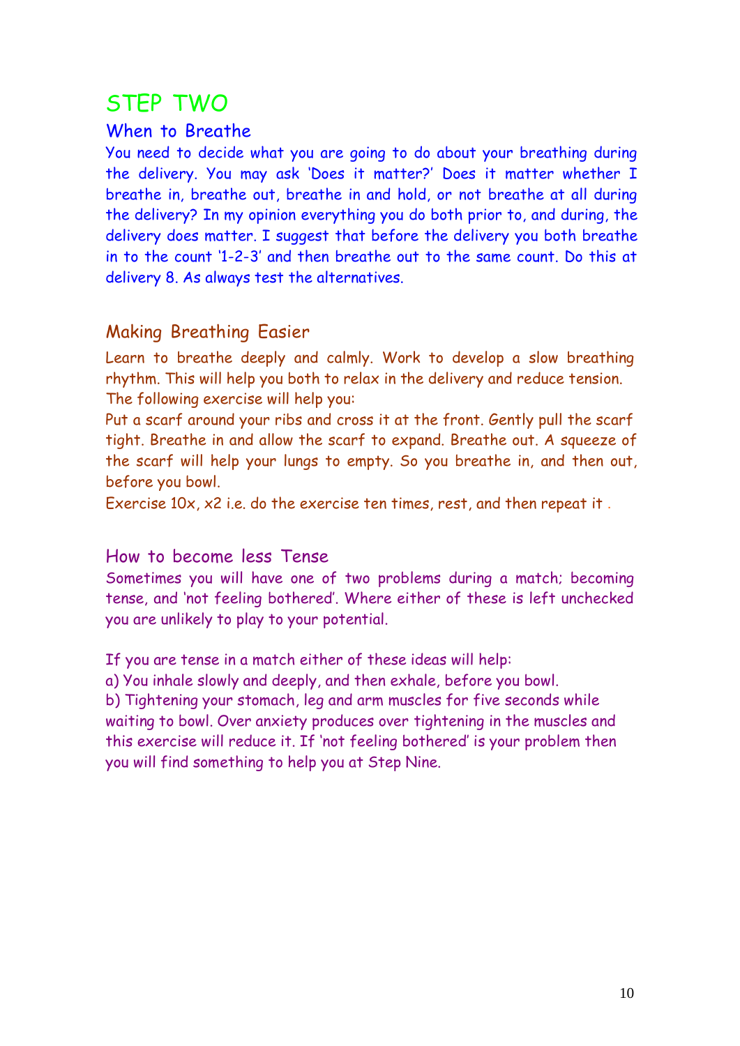# STEP TWO

## When to Breathe

You need to decide what you are going to do about your breathing during the delivery. You may ask 'Does it matter?' Does it matter whether I breathe in, breathe out, breathe in and hold, or not breathe at all during the delivery? In my opinion everything you do both prior to, and during, the delivery does matter. I suggest that before the delivery you both breathe in to the count '1-2-3' and then breathe out to the same count. Do this at delivery 8. As always test the alternatives.

## Making Breathing Easier

Learn to breathe deeply and calmly. Work to develop a slow breathing rhythm. This will help you both to relax in the delivery and reduce tension.
The following exercise will help you:
Put a scarf around your ribs and cross it at the front. Gently pull the scarf tight. Breathe in and allow the scarf to expand. Breathe out. A squeeze of the scarf will help your lungs to empty. So you breathe in, and then out, before you bowl.
Exercise 10x, x2 i.e. do the exercise ten times, rest, and then repeat it .

## How to become less Tense

Sometimes you will have one of two problems during a match; becoming tense, and 'not feeling bothered'. Where either of these is left unchecked you are unlikely to play to your potential.

If you are tense in a match either of these ideas will help:
a) You inhale slowly and deeply, and then exhale, before you bowl.
b) Tightening your stomach, leg and arm muscles for five seconds while waiting to bowl. Over anxiety produces over tightening in the muscles and this exercise will reduce it. If 'not feeling bothered' is your problem then you will find something to help you at Step Nine.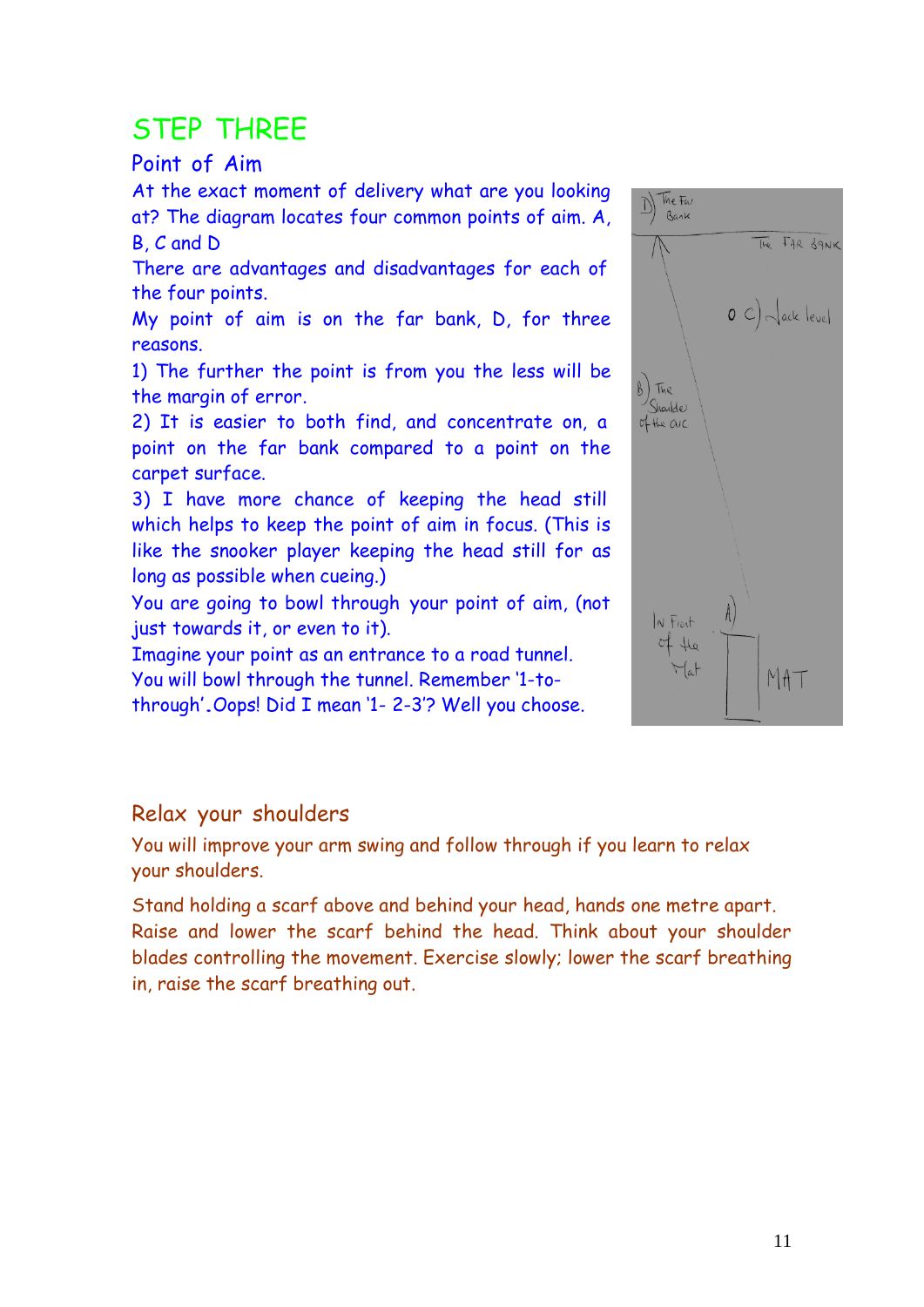# STEP THREE

## Point of Aim

At the exact moment of delivery what are you looking at? The diagram locates four common points of aim. A, B, C and D

There are advantages and disadvantages for each of the four points.

My point of aim is on the far bank, D, for three reasons.

1) The further the point is from you the less will be the margin of error.

2) It is easier to both find, and concentrate on, a point on the far bank compared to a point on the carpet surface.

3) I have more chance of keeping the head still which helps to keep the point of aim in focus. (This is like the snooker player keeping the head still for as long as possible when cueing.)

You are going to bowl through your point of aim, (not just towards it, or even to it).

Imagine your point as an entrance to a road tunnel. You will bowl through the tunnel. Remember '1-to-through'. Oops! Did I mean '1- 2-3'? Well you choose.

## Relax your shoulders

You will improve your arm swing and follow through if you learn to relax your shoulders.

Stand holding a scarf above and behind your head, hands one metre apart. Raise and lower the scarf behind the head. Think about your shoulder blades controlling the movement. Exercise slowly; lower the scarf breathing in, raise the scarf breathing out.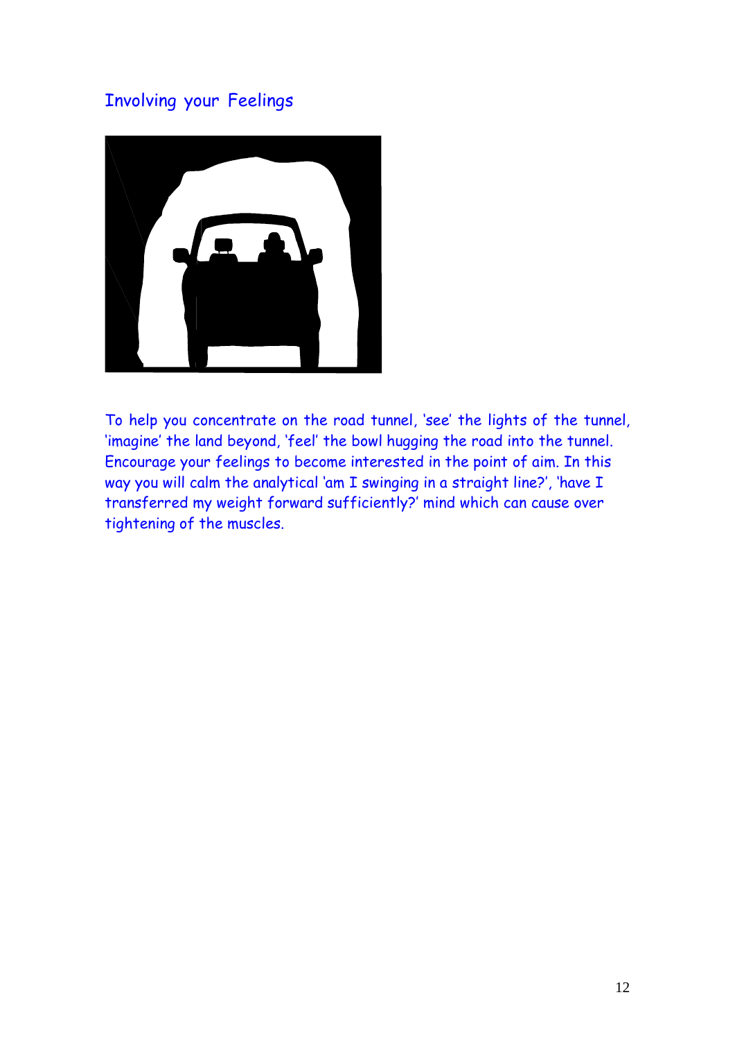## Involving your Feelings

To help you concentrate on the road tunnel, 'see' the lights of the tunnel, 'imagine' the land beyond, 'feel' the bowl hugging the road into the tunnel. Encourage your feelings to become interested in the point of aim. In this way you will calm the analytical 'am I swinging in a straight line?', 'have I transferred my weight forward sufficiently?' mind which can cause over tightening of the muscles.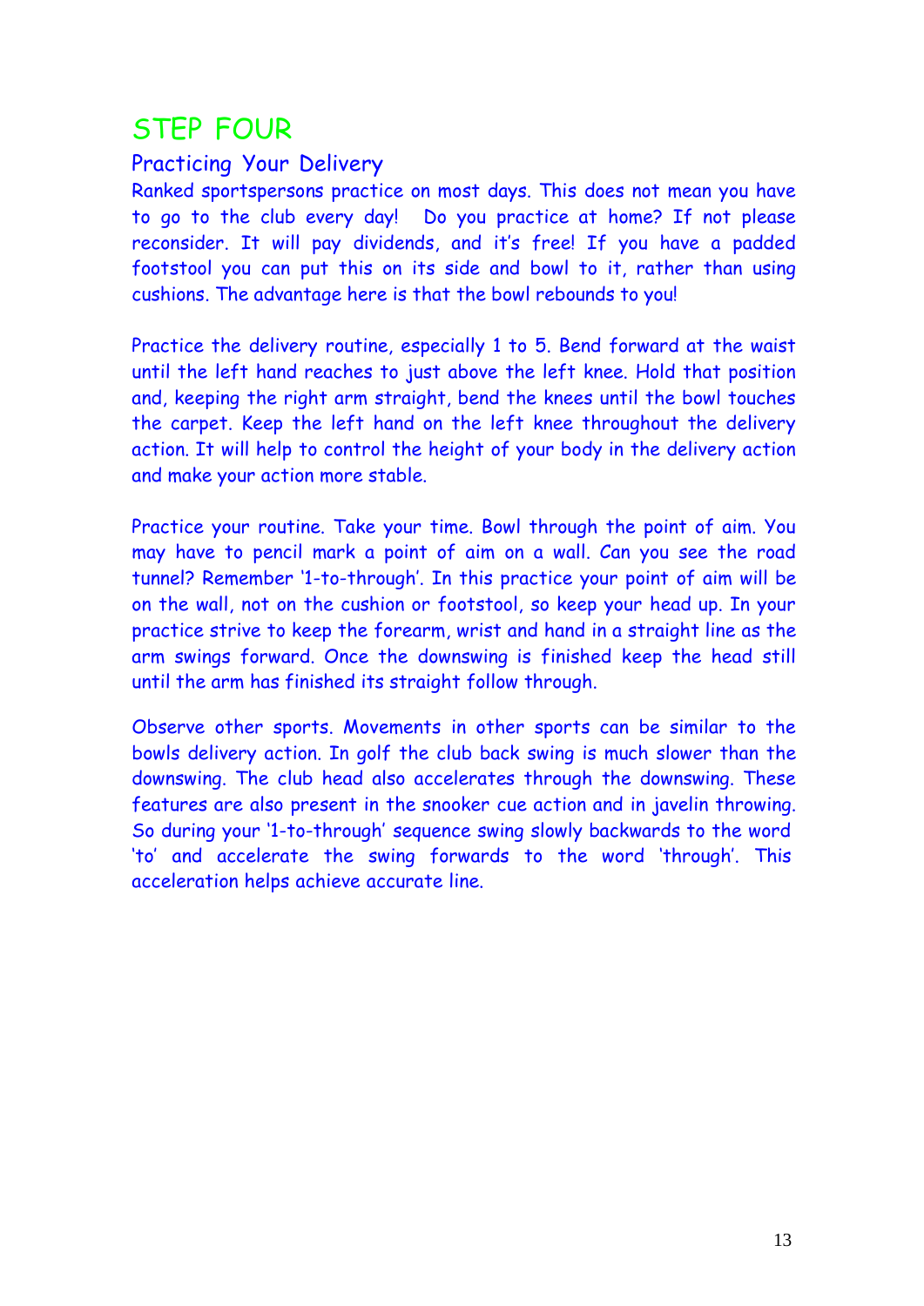# STEP FOUR

## Practicing Your Delivery

Ranked sportspersons practice on most days. This does not mean you have to go to the club every day!  Do you practice at home? If not please reconsider. It will pay dividends, and it's free! If you have a padded footstool you can put this on its side and bowl to it, rather than using cushions. The advantage here is that the bowl rebounds to you!

Practice the delivery routine, especially 1 to 5. Bend forward at the waist until the left hand reaches to just above the left knee. Hold that position and, keeping the right arm straight, bend the knees until the bowl touches the carpet. Keep the left hand on the left knee throughout the delivery action. It will help to control the height of your body in the delivery action and make your action more stable.

Practice your routine. Take your time. Bowl through the point of aim. You may have to pencil mark a point of aim on a wall. Can you see the road tunnel? Remember '1-to-through'. In this practice your point of aim will be on the wall, not on the cushion or footstool, so keep your head up. In your practice strive to keep the forearm, wrist and hand in a straight line as the arm swings forward. Once the downswing is finished keep the head still until the arm has finished its straight follow through.

Observe other sports. Movements in other sports can be similar to the bowls delivery action. In golf the club back swing is much slower than the downswing. The club head also accelerates through the downswing. These features are also present in the snooker cue action and in javelin throwing. So during your '1-to-through' sequence swing slowly backwards to the word 'to' and accelerate the swing forwards to the word 'through'. This acceleration helps achieve accurate line.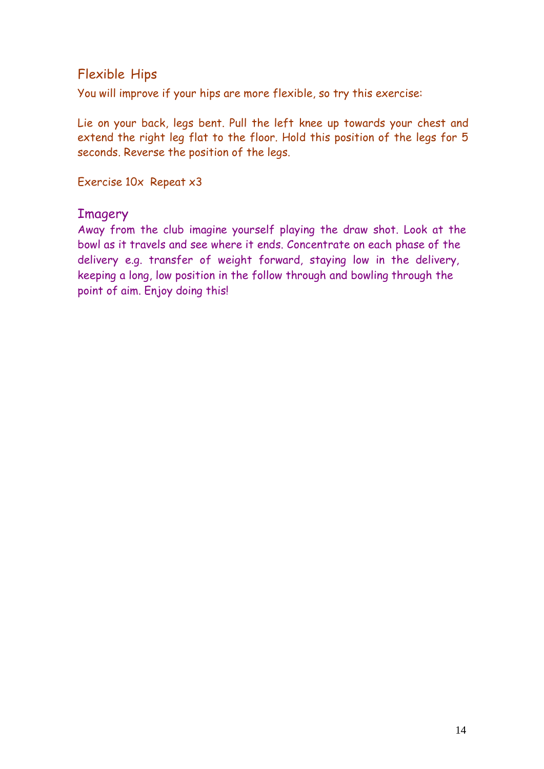## Flexible Hips

You will improve if your hips are more flexible, so try this exercise:

Lie on your back, legs bent. Pull the left knee up towards your chest and extend the right leg flat to the floor. Hold this position of the legs for 5 seconds. Reverse the position of the legs.

Exercise 10x  Repeat x3

## Imagery

Away from the club imagine yourself playing the draw shot. Look at the bowl as it travels and see where it ends. Concentrate on each phase of the delivery e.g. transfer of weight forward, staying low in the delivery, keeping a long, low position in the follow through and bowling through the point of aim. Enjoy doing this!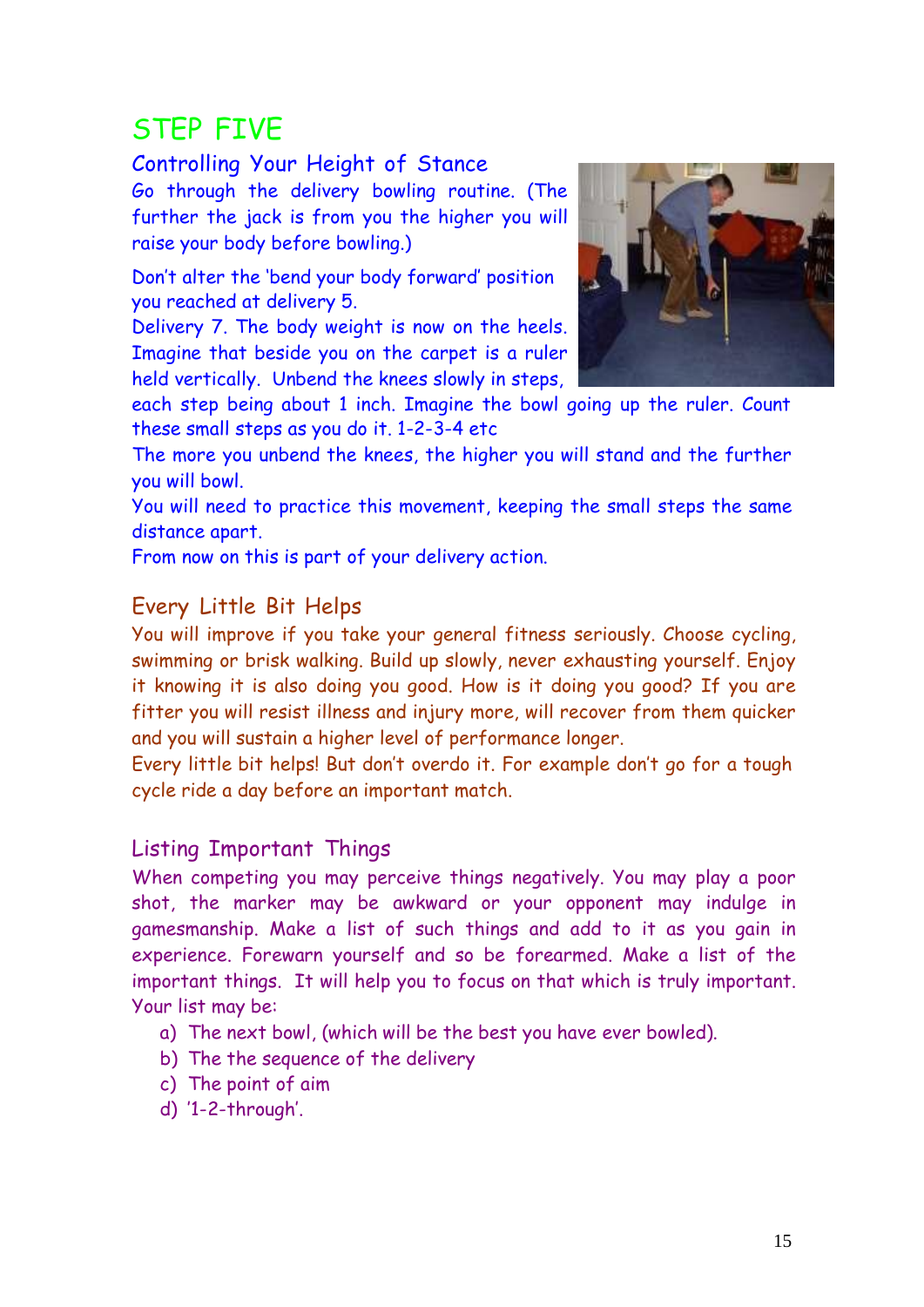# STEP FIVE

## Controlling Your Height of Stance

Go through the delivery bowling routine. (The further the jack is from you the higher you will raise your body before bowling.)

Don't alter the 'bend your body forward' position you reached at delivery 5.

Delivery 7. The body weight is now on the heels. Imagine that beside you on the carpet is a ruler held vertically. Unbend the knees slowly in steps, each step being about 1 inch. Imagine the bowl going up the ruler. Count these small steps as you do it. 1-2-3-4 etc

The more you unbend the knees, the higher you will stand and the further you will bowl.

You will need to practice this movement, keeping the small steps the same distance apart.

From now on this is part of your delivery action.

## Every Little Bit Helps

You will improve if you take your general fitness seriously. Choose cycling, swimming or brisk walking. Build up slowly, never exhausting yourself. Enjoy it knowing it is also doing you good. How is it doing you good? If you are fitter you will resist illness and injury more, will recover from them quicker and you will sustain a higher level of performance longer.

Every little bit helps! But don't overdo it. For example don't go for a tough cycle ride a day before an important match.

## Listing Important Things

When competing you may perceive things negatively. You may play a poor shot, the marker may be awkward or your opponent may indulge in gamesmanship. Make a list of such things and add to it as you gain in experience. Forewarn yourself and so be forearmed. Make a list of the important things. It will help you to focus on that which is truly important. Your list may be:

a) The next bowl, (which will be the best you have ever bowled).
b) The the sequence of the delivery
c) The point of aim
d) '1-2-through'.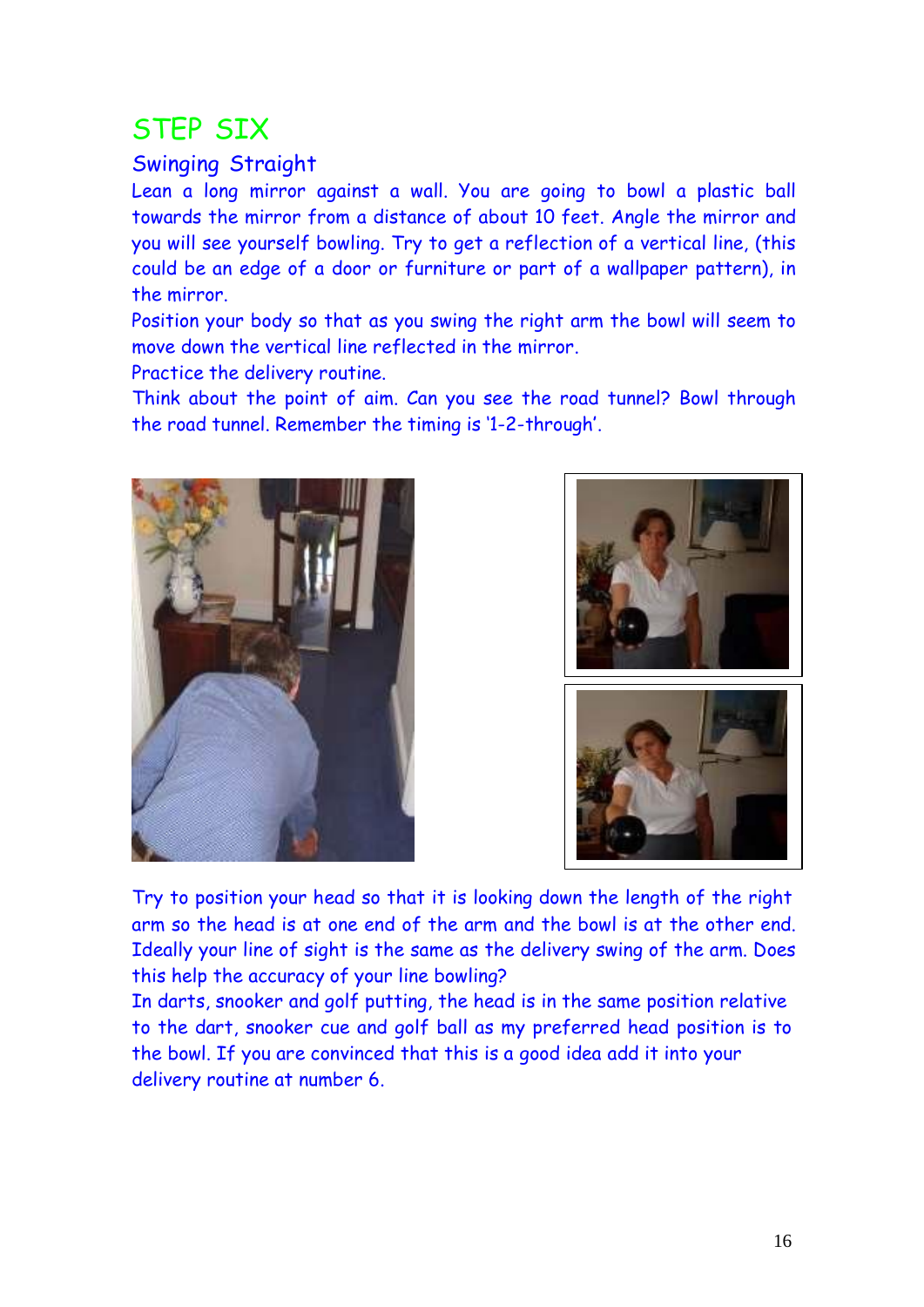# STEP SIX

## Swinging Straight

Lean a long mirror against a wall. You are going to bowl a plastic ball towards the mirror from a distance of about 10 feet. Angle the mirror and you will see yourself bowling. Try to get a reflection of a vertical line, (this could be an edge of a door or furniture or part of a wallpaper pattern), in the mirror.

Position your body so that as you swing the right arm the bowl will seem to move down the vertical line reflected in the mirror.

Practice the delivery routine.

Think about the point of aim. Can you see the road tunnel? Bowl through the road tunnel. Remember the timing is '1-2-through'.

Try to position your head so that it is looking down the length of the right arm so the head is at one end of the arm and the bowl is at the other end. Ideally your line of sight is the same as the delivery swing of the arm. Does this help the accuracy of your line bowling?

In darts, snooker and golf putting, the head is in the same position relative to the dart, snooker cue and golf ball as my preferred head position is to the bowl. If you are convinced that this is a good idea add it into your delivery routine at number 6.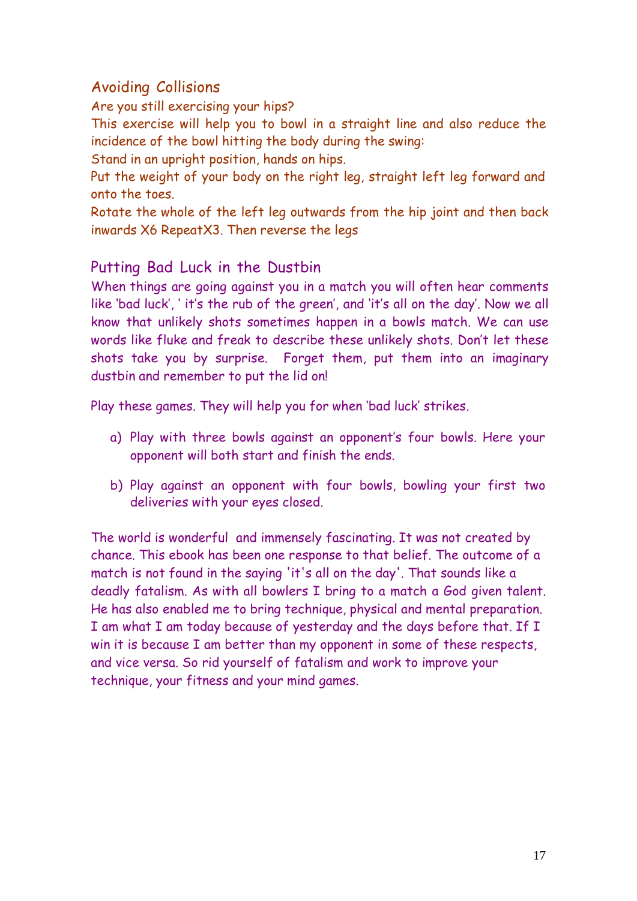## Avoiding Collisions

Are you still exercising your hips?

This exercise will help you to bowl in a straight line and also reduce the incidence of the bowl hitting the body during the swing:

Stand in an upright position, hands on hips.

Put the weight of your body on the right leg, straight left leg forward and onto the toes.

Rotate the whole of the left leg outwards from the hip joint and then back inwards X6 RepeatX3. Then reverse the legs

## Putting Bad Luck in the Dustbin

When things are going against you in a match you will often hear comments like 'bad luck', ' it's the rub of the green', and 'it's all on the day'. Now we all know that unlikely shots sometimes happen in a bowls match. We can use words like fluke and freak to describe these unlikely shots. Don't let these shots take you by surprise. Forget them, put them into an imaginary dustbin and remember to put the lid on!

Play these games. They will help you for when 'bad luck' strikes.

a) Play with three bowls against an opponent's four bowls. Here your opponent will both start and finish the ends.

b) Play against an opponent with four bowls, bowling your first two deliveries with your eyes closed.

The world is wonderful and immensely fascinating. It was not created by chance. This ebook has been one response to that belief. The outcome of a match is not found in the saying 'it's all on the day'. That sounds like a deadly fatalism. As with all bowlers I bring to a match a God given talent. He has also enabled me to bring technique, physical and mental preparation. I am what I am today because of yesterday and the days before that. If I win it is because I am better than my opponent in some of these respects, and vice versa. So rid yourself of fatalism and work to improve your technique, your fitness and your mind games.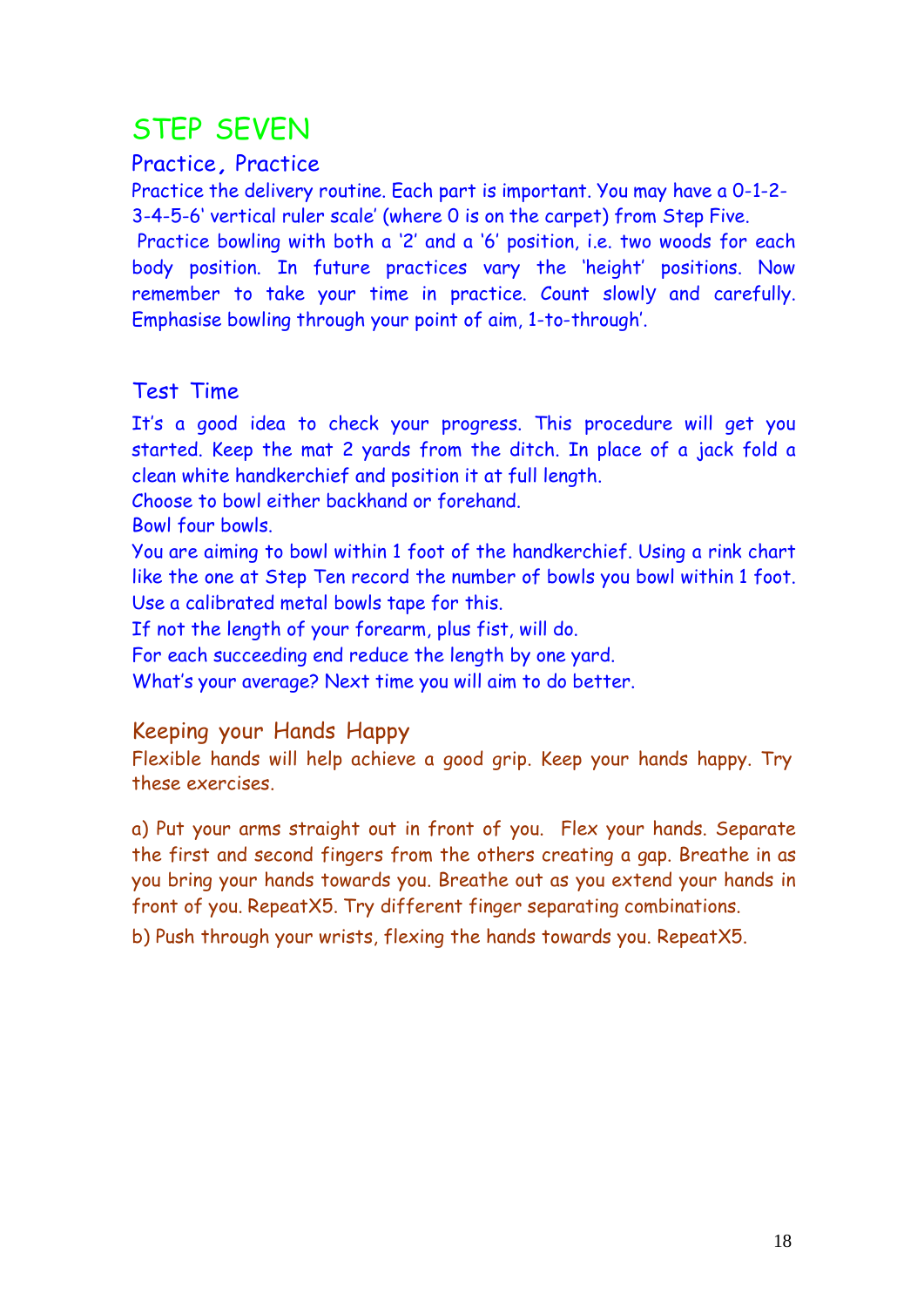# STEP SEVEN

## Practice, Practice

Practice the delivery routine. Each part is important. You may have a 0-1-2-3-4-5-6' vertical ruler scale' (where 0 is on the carpet) from Step Five.

Practice bowling with both a '2' and a '6' position, i.e. two woods for each body position. In future practices vary the 'height' positions. Now remember to take your time in practice. Count slowly and carefully. Emphasise bowling through your point of aim, 1-to-through'.

## Test Time

It's a good idea to check your progress. This procedure will get you started. Keep the mat 2 yards from the ditch. In place of a jack fold a clean white handkerchief and position it at full length.

Choose to bowl either backhand or forehand.

Bowl four bowls.

You are aiming to bowl within 1 foot of the handkerchief. Using a rink chart like the one at Step Ten record the number of bowls you bowl within 1 foot. Use a calibrated metal bowls tape for this.

If not the length of your forearm, plus fist, will do.

For each succeeding end reduce the length by one yard.

What's your average? Next time you will aim to do better.

## Keeping your Hands Happy

Flexible hands will help achieve a good grip. Keep your hands happy. Try these exercises.

a) Put your arms straight out in front of you. Flex your hands. Separate the first and second fingers from the others creating a gap. Breathe in as you bring your hands towards you. Breathe out as you extend your hands in front of you. RepeatX5. Try different finger separating combinations.

b) Push through your wrists, flexing the hands towards you. RepeatX5.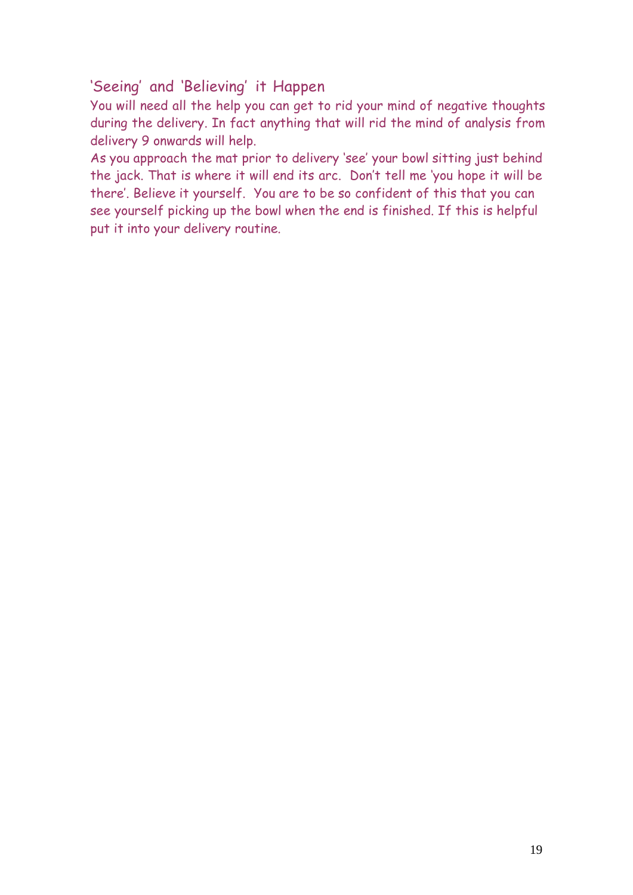## 'Seeing' and 'Believing' it Happen

You will need all the help you can get to rid your mind of negative thoughts during the delivery. In fact anything that will rid the mind of analysis from delivery 9 onwards will help.

As you approach the mat prior to delivery 'see' your bowl sitting just behind the jack. That is where it will end its arc. Don't tell me 'you hope it will be there'. Believe it yourself. You are to be so confident of this that you can see yourself picking up the bowl when the end is finished. If this is helpful put it into your delivery routine.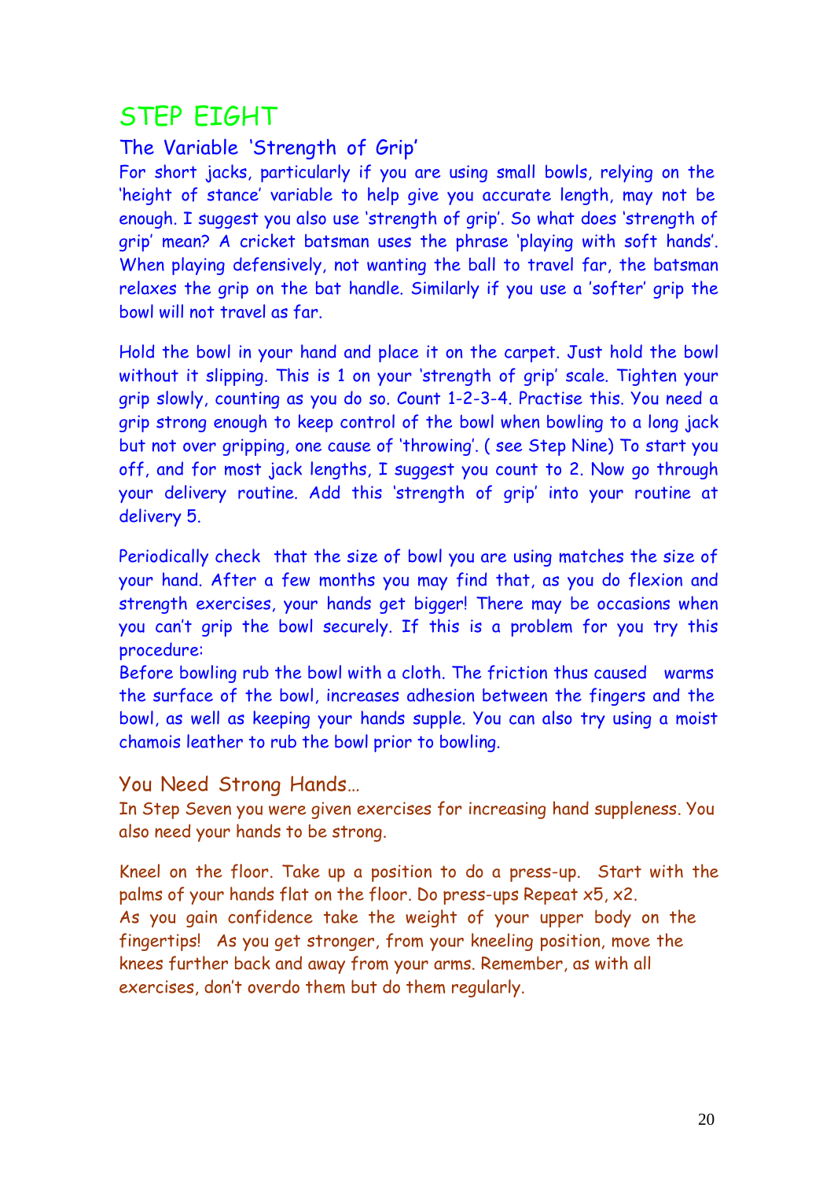# STEP EIGHT

## The Variable 'Strength of Grip'

For short jacks, particularly if you are using small bowls, relying on the 'height of stance' variable to help give you accurate length, may not be enough. I suggest you also use 'strength of grip'. So what does 'strength of grip' mean? A cricket batsman uses the phrase 'playing with soft hands'. When playing defensively, not wanting the ball to travel far, the batsman relaxes the grip on the bat handle. Similarly if you use a 'softer' grip the bowl will not travel as far.

Hold the bowl in your hand and place it on the carpet. Just hold the bowl without it slipping. This is 1 on your 'strength of grip' scale. Tighten your grip slowly, counting as you do so. Count 1-2-3-4. Practise this. You need a grip strong enough to keep control of the bowl when bowling to a long jack but not over gripping, one cause of 'throwing'. ( see Step Nine) To start you off, and for most jack lengths, I suggest you count to 2. Now go through your delivery routine. Add this 'strength of grip' into your routine at delivery 5.

Periodically check that the size of bowl you are using matches the size of your hand. After a few months you may find that, as you do flexion and strength exercises, your hands get bigger! There may be occasions when you can't grip the bowl securely. If this is a problem for you try this procedure:

Before bowling rub the bowl with a cloth. The friction thus caused warms the surface of the bowl, increases adhesion between the fingers and the bowl, as well as keeping your hands supple. You can also try using a moist chamois leather to rub the bowl prior to bowling.

## You Need Strong Hands…

In Step Seven you were given exercises for increasing hand suppleness. You also need your hands to be strong.

Kneel on the floor. Take up a position to do a press-up. Start with the palms of your hands flat on the floor. Do press-ups Repeat x5, x2.
As you gain confidence take the weight of your upper body on the fingertips! As you get stronger, from your kneeling position, move the knees further back and away from your arms. Remember, as with all exercises, don't overdo them but do them regularly.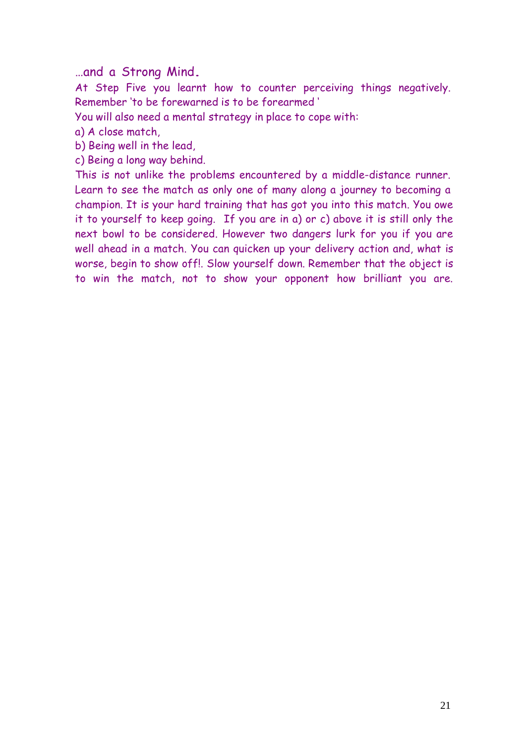## …and a Strong Mind.

At Step Five you learnt how to counter perceiving things negatively. Remember 'to be forewarned is to be forearmed '

You will also need a mental strategy in place to cope with:

a) A close match,

b) Being well in the lead,

c) Being a long way behind.

This is not unlike the problems encountered by a middle-distance runner. Learn to see the match as only one of many along a journey to becoming a champion. It is your hard training that has got you into this match. You owe it to yourself to keep going. If you are in a) or c) above it is still only the next bowl to be considered. However two dangers lurk for you if you are well ahead in a match. You can quicken up your delivery action and, what is worse, begin to show off!. Slow yourself down. Remember that the object is to win the match, not to show your opponent how brilliant you are.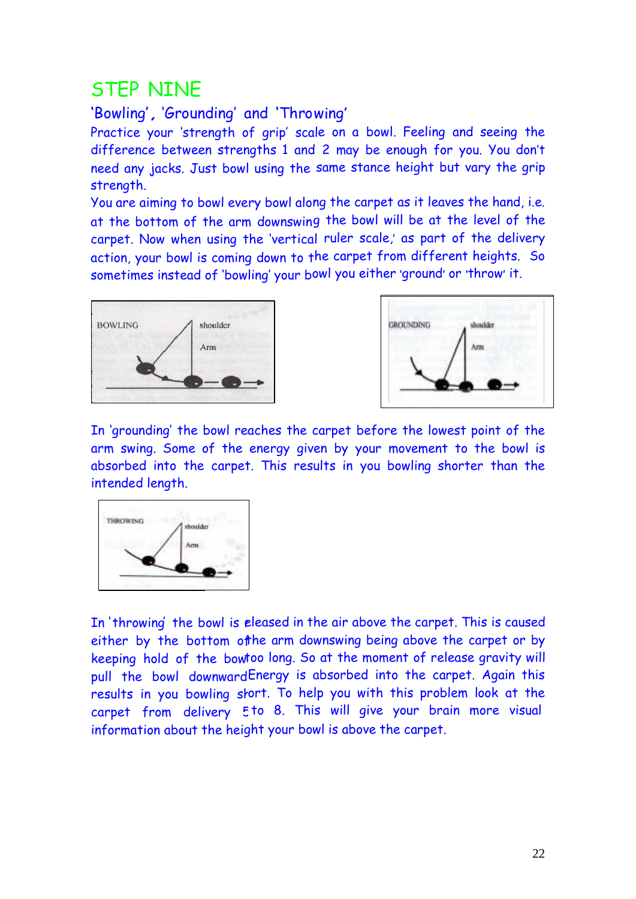# STEP NINE

## 'Bowling', 'Grounding' and 'Throwing'

Practice your 'strength of grip' scale on a bowl. Feeling and seeing the difference between strengths 1 and 2 may be enough for you. You don't need any jacks. Just bowl using the same stance height but vary the grip strength.

You are aiming to bowl every bowl along the carpet as it leaves the hand, i.e. at the bottom of the arm downswing the bowl will be at the level of the carpet. Now when using the 'vertical ruler scale,' as part of the delivery action, your bowl is coming down to the carpet from different heights. So sometimes instead of 'bowling' your bowl you either 'ground' or 'throw' it.

BOWLING shoulder Arm

GROUNDING shoulder Arm

In 'grounding' the bowl reaches the carpet before the lowest point of the arm swing. Some of the energy given by your movement to the bowl is absorbed into the carpet. This results in you bowling shorter than the intended length.

THROWING shoulder Arm

In 'throwing' the bowl is released in the air above the carpet. This is caused either by the bottom of the arm downswing being above the carpet or by keeping hold of the bowl too long. So at the moment of release gravity will pull the bowl downward. Energy is absorbed into the carpet. Again this results in you bowling short. To help you with this problem look at the carpet from delivery 5 to 8. This will give your brain more visual information about the height your bowl is above the carpet.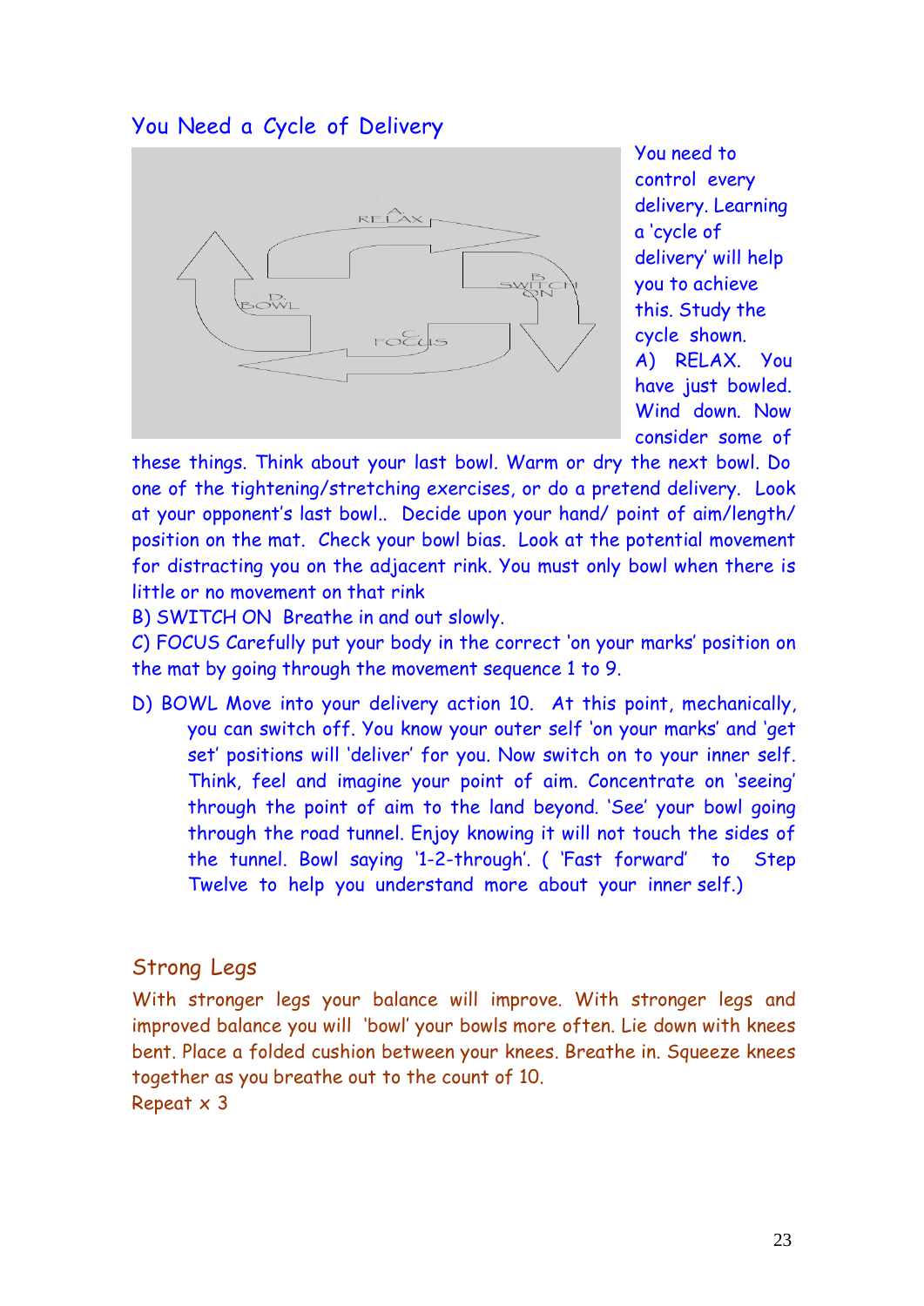## You Need a Cycle of Delivery

You need to control every delivery. Learning a 'cycle of delivery' will help you to achieve this. Study the cycle shown.

A) RELAX. You have just bowled. Wind down. Now consider some of these things. Think about your last bowl. Warm or dry the next bowl. Do one of the tightening/stretching exercises, or do a pretend delivery. Look at your opponent's last bowl.. Decide upon your hand/ point of aim/length/ position on the mat. Check your bowl bias. Look at the potential movement for distracting you on the adjacent rink. You must only bowl when there is little or no movement on that rink

B) SWITCH ON Breathe in and out slowly.

C) FOCUS Carefully put your body in the correct 'on your marks' position on the mat by going through the movement sequence 1 to 9.

D) BOWL Move into your delivery action 10. At this point, mechanically, you can switch off. You know your outer self 'on your marks' and 'get set' positions will 'deliver' for you. Now switch on to your inner self. Think, feel and imagine your point of aim. Concentrate on 'seeing' through the point of aim to the land beyond. 'See' your bowl going through the road tunnel. Enjoy knowing it will not touch the sides of the tunnel. Bowl saying '1-2-through'. ( 'Fast forward' to Step Twelve to help you understand more about your inner self.)

## Strong Legs

With stronger legs your balance will improve. With stronger legs and improved balance you will 'bowl' your bowls more often. Lie down with knees bent. Place a folded cushion between your knees. Breathe in. Squeeze knees together as you breathe out to the count of 10.

Repeat x 3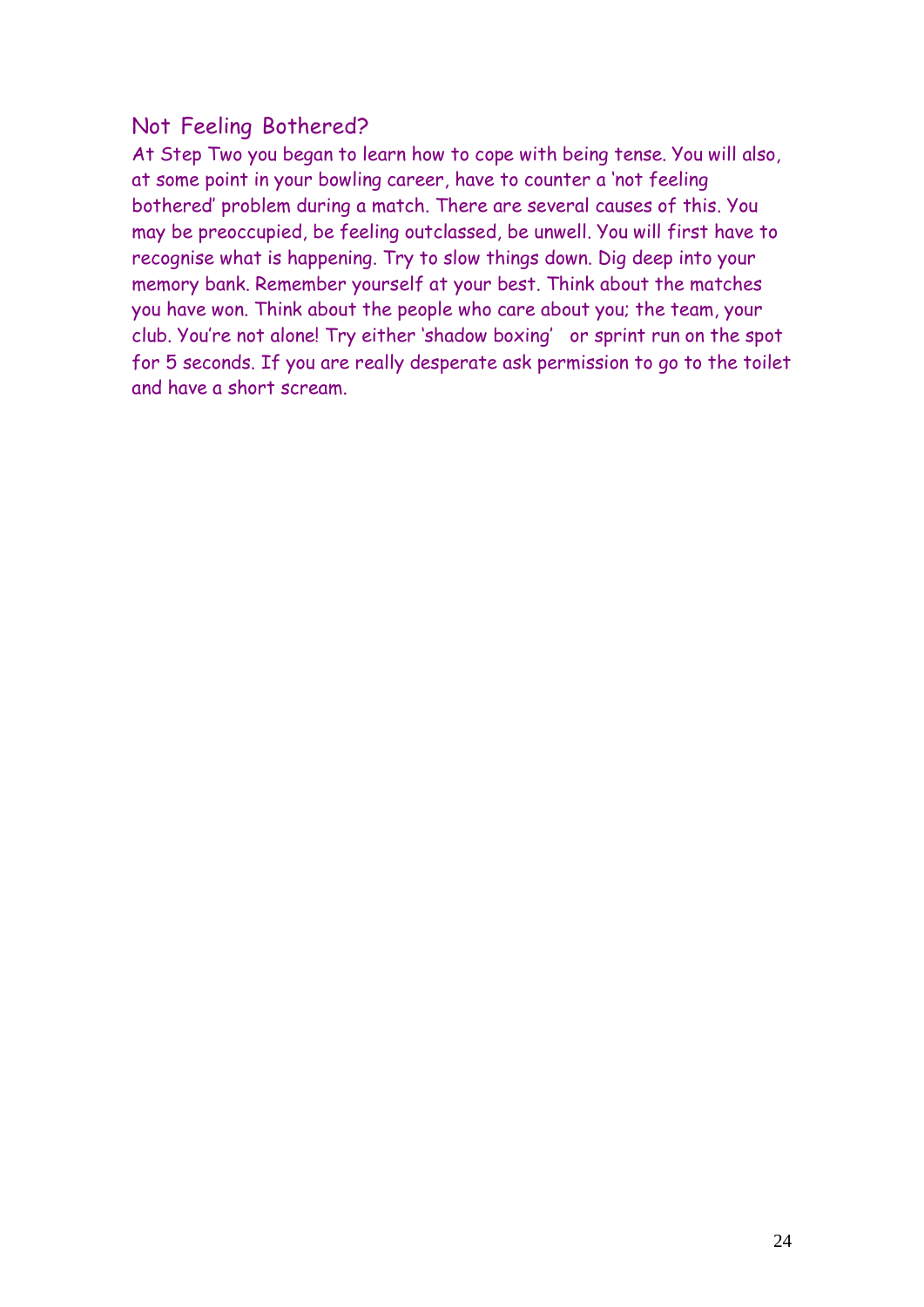## Not Feeling Bothered?

At Step Two you began to learn how to cope with being tense. You will also, at some point in your bowling career, have to counter a 'not feeling bothered' problem during a match. There are several causes of this. You may be preoccupied, be feeling outclassed, be unwell. You will first have to recognise what is happening. Try to slow things down. Dig deep into your memory bank. Remember yourself at your best. Think about the matches you have won. Think about the people who care about you; the team, your club. You're not alone! Try either 'shadow boxing' or sprint run on the spot for 5 seconds. If you are really desperate ask permission to go to the toilet and have a short scream.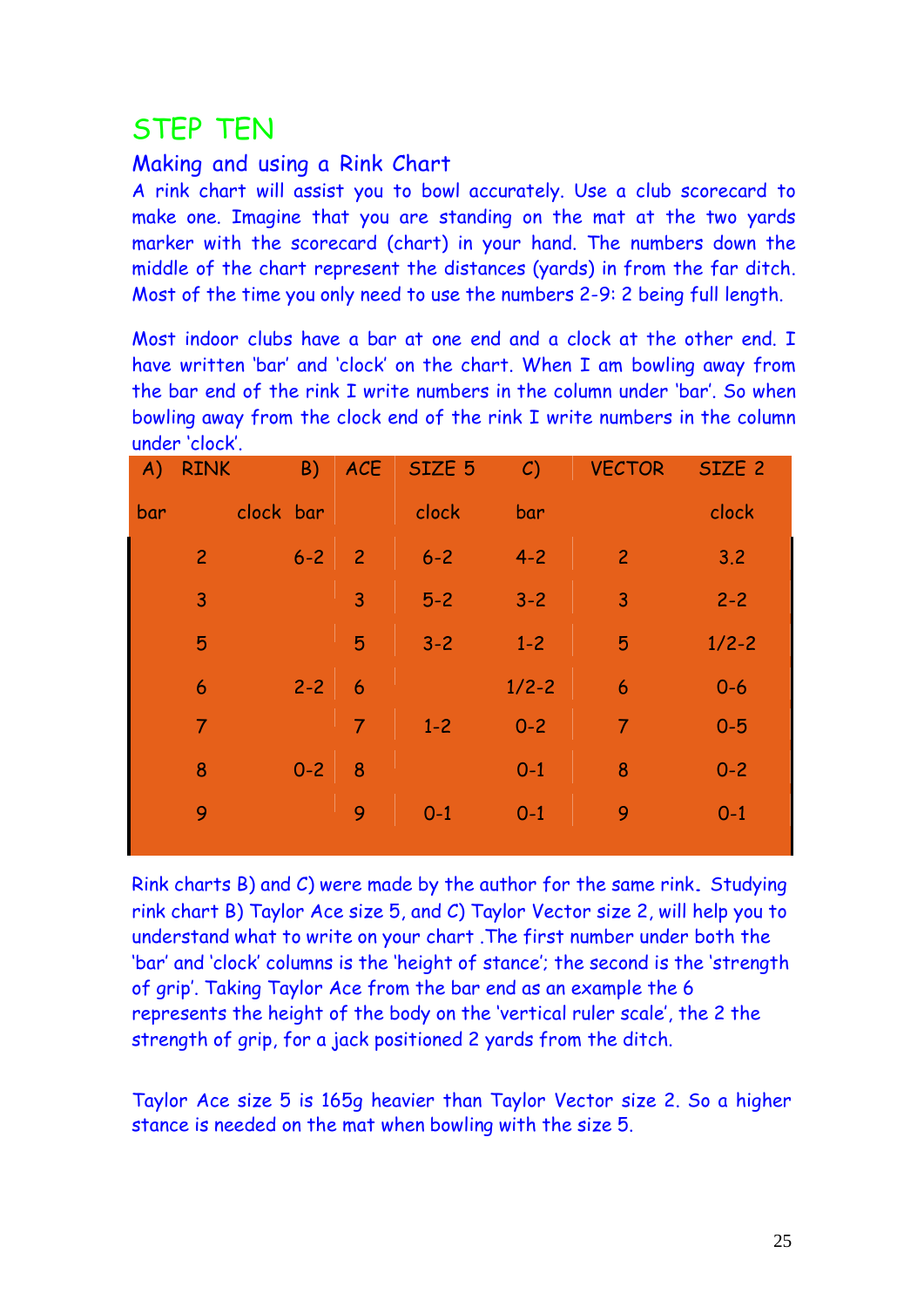# STEP TEN

## Making and using a Rink Chart

A rink chart will assist you to bowl accurately. Use a club scorecard to make one. Imagine that you are standing on the mat at the two yards marker with the scorecard (chart) in your hand. The numbers down the middle of the chart represent the distances (yards) in from the far ditch. Most of the time you only need to use the numbers 2-9: 2 being full length.

Most indoor clubs have a bar at one end and a clock at the other end. I have written 'bar' and 'clock' on the chart. When I am bowling away from the bar end of the rink I write numbers in the column under 'bar'. So when bowling away from the clock end of the rink I write numbers in the column under 'clock'.

| A) RINK | B) | ACE | SIZE 5 | C) | VECTOR | SIZE 2 |
|---|---|---|---|---|---|---|
| bar | clock bar | | clock | bar | | clock |
| 2 | 6-2 | 2 | 6-2 | 4-2 | 2 | 3.2 |
| 3 | | 3 | 5-2 | 3-2 | 3 | 2-2 |
| 5 | | 5 | 3-2 | 1-2 | 5 | 1/2-2 |
| 6 | 2-2 | 6 | | 1/2-2 | 6 | 0-6 |
| 7 | | 7 | 1-2 | 0-2 | 7 | 0-5 |
| 8 | 0-2 | 8 | | 0-1 | 8 | 0-2 |
| 9 | | 9 | 0-1 | 0-1 | 9 | 0-1 |

Rink charts B) and C) were made by the author for the same rink. Studying rink chart B) Taylor Ace size 5, and C) Taylor Vector size 2, will help you to understand what to write on your chart .The first number under both the 'bar' and 'clock' columns is the 'height of stance'; the second is the 'strength of grip'. Taking Taylor Ace from the bar end as an example the 6 represents the height of the body on the 'vertical ruler scale', the 2 the strength of grip, for a jack positioned 2 yards from the ditch.

Taylor Ace size 5 is 165g heavier than Taylor Vector size 2. So a higher stance is needed on the mat when bowling with the size 5.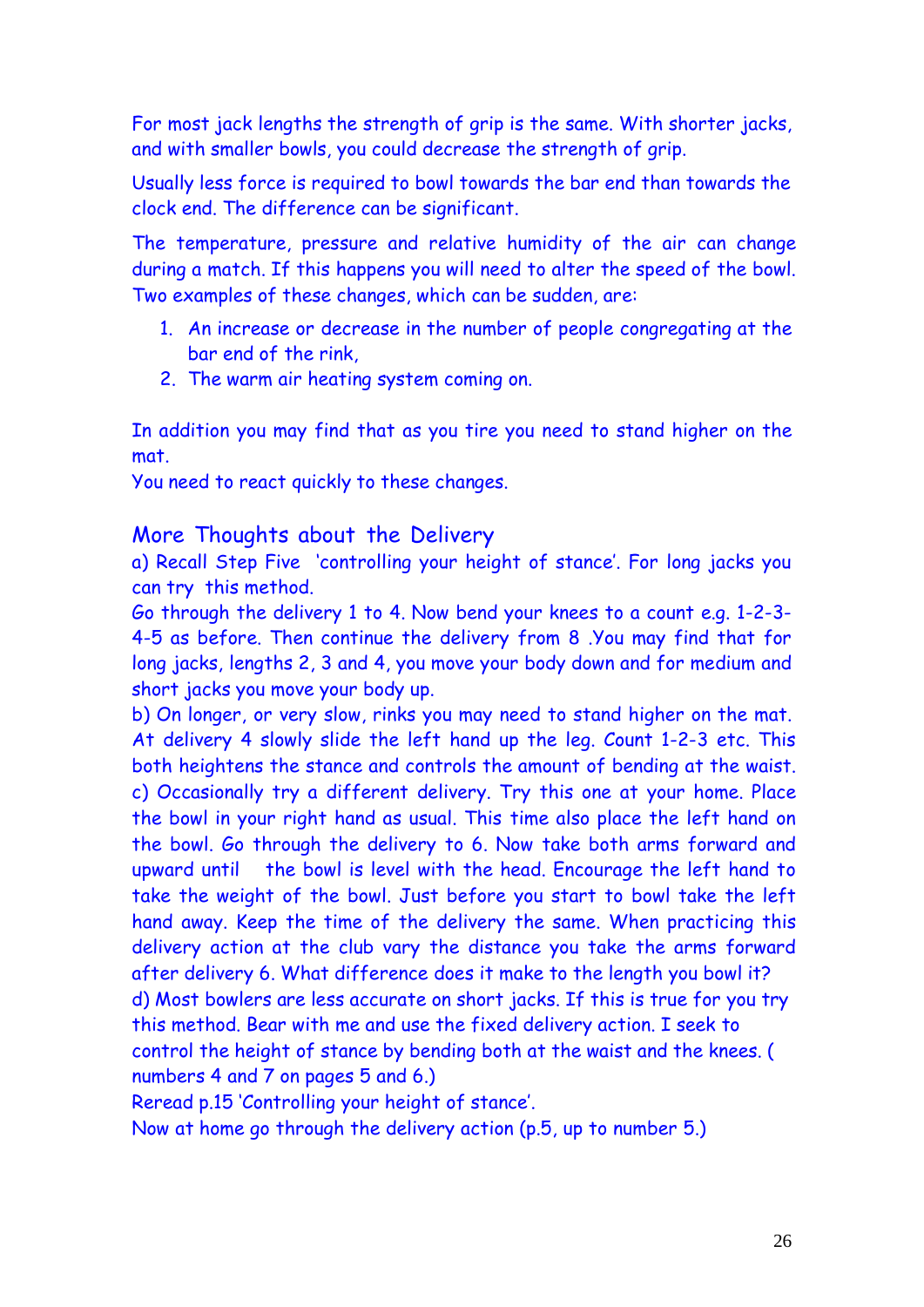For most jack lengths the strength of grip is the same. With shorter jacks, and with smaller bowls, you could decrease the strength of grip.

Usually less force is required to bowl towards the bar end than towards the clock end. The difference can be significant.

The temperature, pressure and relative humidity of the air can change during a match. If this happens you will need to alter the speed of the bowl. Two examples of these changes, which can be sudden, are:

1. An increase or decrease in the number of people congregating at the bar end of the rink,
2. The warm air heating system coming on.

In addition you may find that as you tire you need to stand higher on the mat.
You need to react quickly to these changes.

## More Thoughts about the Delivery

a) Recall Step Five 'controlling your height of stance'. For long jacks you can try this method.
Go through the delivery 1 to 4. Now bend your knees to a count e.g. 1-2-3-4-5 as before. Then continue the delivery from 8 .You may find that for long jacks, lengths 2, 3 and 4, you move your body down and for medium and short jacks you move your body up.
b) On longer, or very slow, rinks you may need to stand higher on the mat. At delivery 4 slowly slide the left hand up the leg. Count 1-2-3 etc. This both heightens the stance and controls the amount of bending at the waist.
c) Occasionally try a different delivery. Try this one at your home. Place the bowl in your right hand as usual. This time also place the left hand on the bowl. Go through the delivery to 6. Now take both arms forward and upward until the bowl is level with the head. Encourage the left hand to take the weight of the bowl. Just before you start to bowl take the left hand away. Keep the time of the delivery the same. When practicing this delivery action at the club vary the distance you take the arms forward after delivery 6. What difference does it make to the length you bowl it?
d) Most bowlers are less accurate on short jacks. If this is true for you try this method. Bear with me and use the fixed delivery action. I seek to control the height of stance by bending both at the waist and the knees. ( numbers 4 and 7 on pages 5 and 6.)
Reread p.15 'Controlling your height of stance'.
Now at home go through the delivery action (p.5, up to number 5.)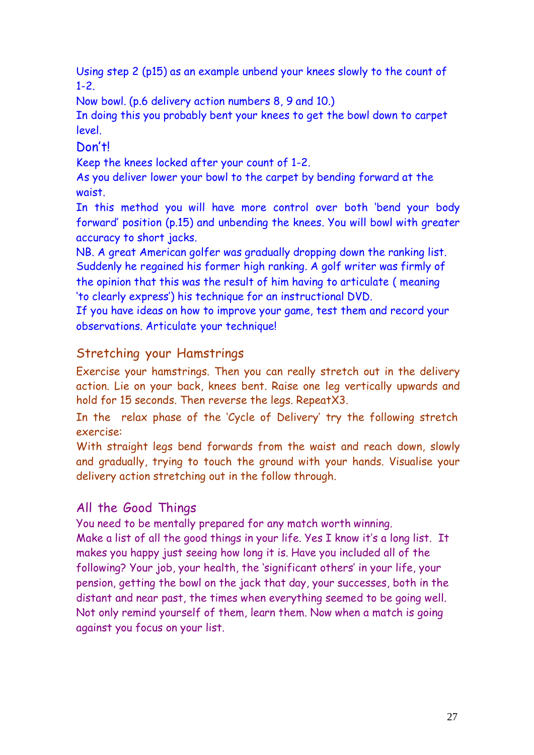Using step 2 (p15) as an example unbend your knees slowly to the count of 1-2.

Now bowl. (p.6 delivery action numbers 8, 9 and 10.)

In doing this you probably bent your knees to get the bowl down to carpet level.

Don't!

Keep the knees locked after your count of 1-2.

As you deliver lower your bowl to the carpet by bending forward at the waist.

In this method you will have more control over both 'bend your body forward' position (p.15) and unbending the knees. You will bowl with greater accuracy to short jacks.

NB. A great American golfer was gradually dropping down the ranking list. Suddenly he regained his former high ranking. A golf writer was firmly of the opinion that this was the result of him having to articulate ( meaning 'to clearly express') his technique for an instructional DVD.

If you have ideas on how to improve your game, test them and record your observations. Articulate your technique!

## Stretching your Hamstrings

Exercise your hamstrings. Then you can really stretch out in the delivery action. Lie on your back, knees bent. Raise one leg vertically upwards and hold for 15 seconds. Then reverse the legs. RepeatX3.

In the relax phase of the 'Cycle of Delivery' try the following stretch exercise:

With straight legs bend forwards from the waist and reach down, slowly and gradually, trying to touch the ground with your hands. Visualise your delivery action stretching out in the follow through.

## All the Good Things

You need to be mentally prepared for any match worth winning.

Make a list of all the good things in your life. Yes I know it's a long list. It makes you happy just seeing how long it is. Have you included all of the following? Your job, your health, the 'significant others' in your life, your pension, getting the bowl on the jack that day, your successes, both in the distant and near past, the times when everything seemed to be going well. Not only remind yourself of them, learn them. Now when a match is going against you focus on your list.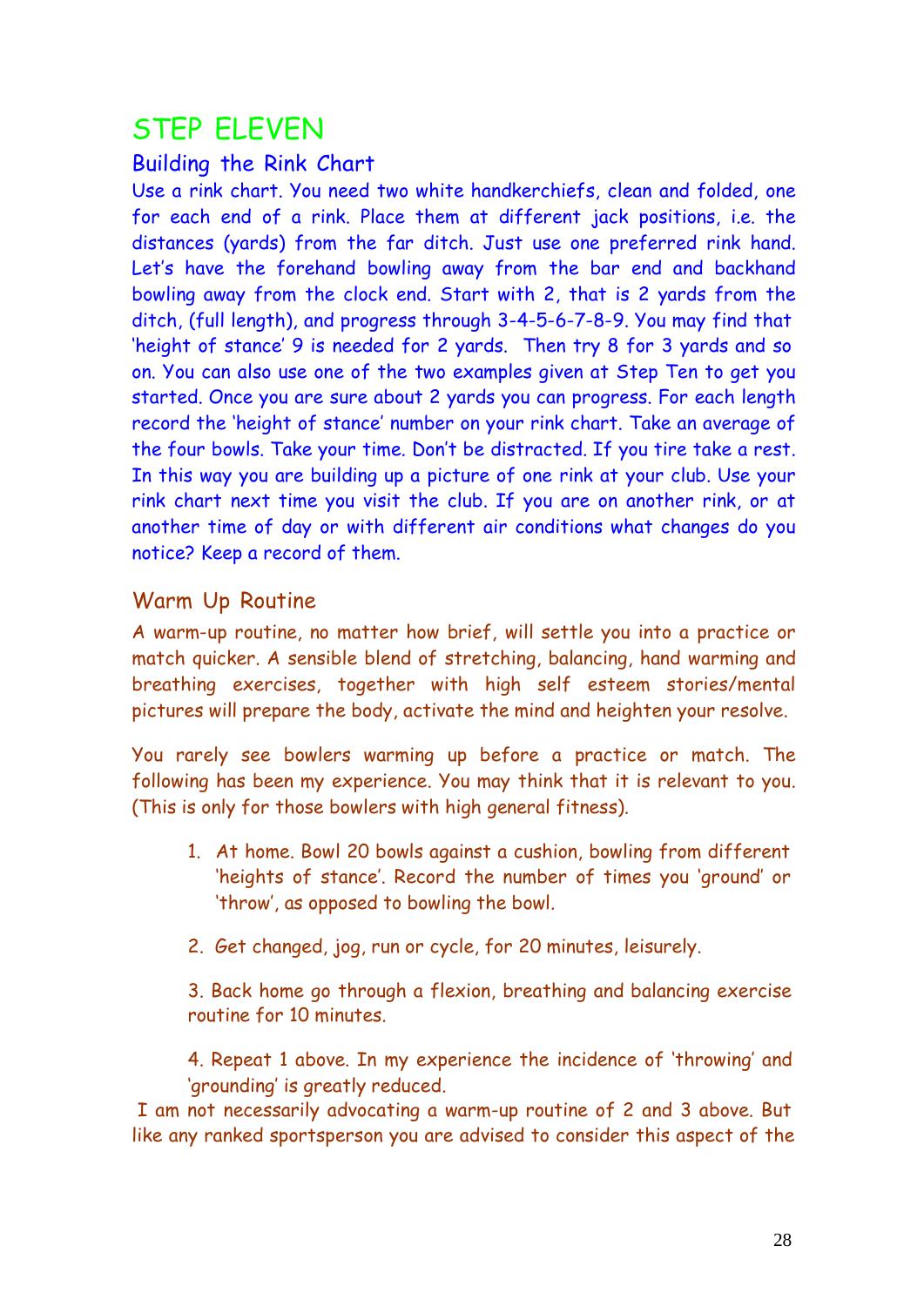# STEP ELEVEN

## Building the Rink Chart

Use a rink chart. You need two white handkerchiefs, clean and folded, one for each end of a rink. Place them at different jack positions, i.e. the distances (yards) from the far ditch. Just use one preferred rink hand. Let's have the forehand bowling away from the bar end and backhand bowling away from the clock end. Start with 2, that is 2 yards from the ditch, (full length), and progress through 3-4-5-6-7-8-9. You may find that 'height of stance' 9 is needed for 2 yards. Then try 8 for 3 yards and so on. You can also use one of the two examples given at Step Ten to get you started. Once you are sure about 2 yards you can progress. For each length record the 'height of stance' number on your rink chart. Take an average of the four bowls. Take your time. Don't be distracted. If you tire take a rest. In this way you are building up a picture of one rink at your club. Use your rink chart next time you visit the club. If you are on another rink, or at another time of day or with different air conditions what changes do you notice? Keep a record of them.

## Warm Up Routine

A warm-up routine, no matter how brief, will settle you into a practice or match quicker. A sensible blend of stretching, balancing, hand warming and breathing exercises, together with high self esteem stories/mental pictures will prepare the body, activate the mind and heighten your resolve.

You rarely see bowlers warming up before a practice or match. The following has been my experience. You may think that it is relevant to you. (This is only for those bowlers with high general fitness).

1. At home. Bowl 20 bowls against a cushion, bowling from different 'heights of stance'. Record the number of times you 'ground' or 'throw', as opposed to bowling the bowl.
2. Get changed, jog, run or cycle, for 20 minutes, leisurely.
3. Back home go through a flexion, breathing and balancing exercise routine for 10 minutes.
4. Repeat 1 above. In my experience the incidence of 'throwing' and 'grounding' is greatly reduced.

I am not necessarily advocating a warm-up routine of 2 and 3 above. But like any ranked sportsperson you are advised to consider this aspect of the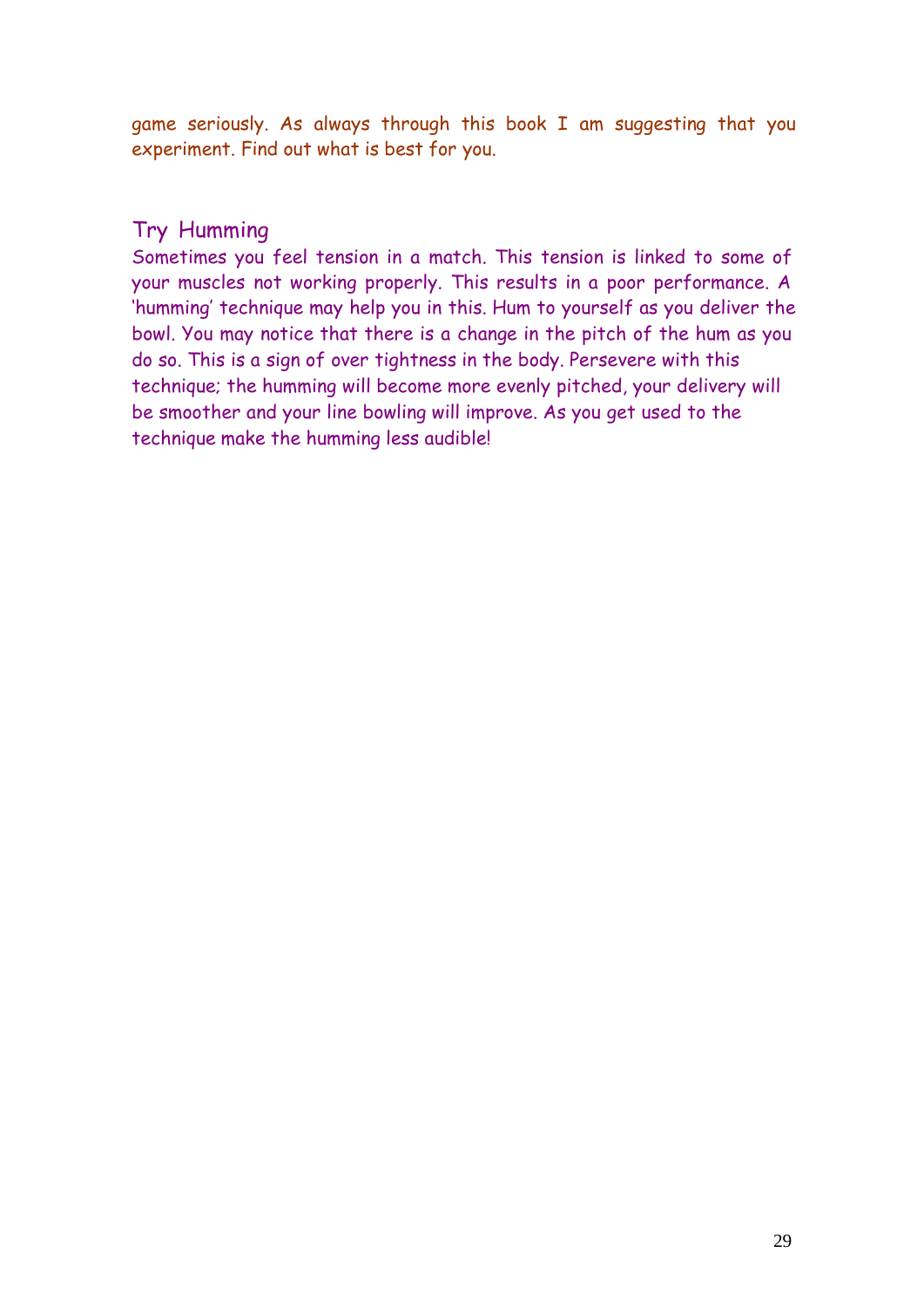game seriously. As always through this book I am suggesting that you experiment. Find out what is best for you.

## Try Humming

Sometimes you feel tension in a match. This tension is linked to some of your muscles not working properly. This results in a poor performance. A 'humming' technique may help you in this. Hum to yourself as you deliver the bowl. You may notice that there is a change in the pitch of the hum as you do so. This is a sign of over tightness in the body. Persevere with this technique; the humming will become more evenly pitched, your delivery will be smoother and your line bowling will improve. As you get used to the technique make the humming less audible!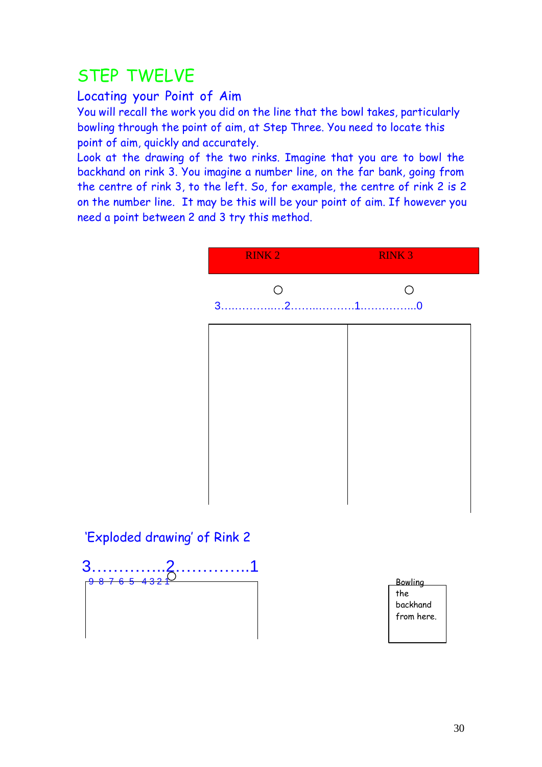# STEP TWELVE

## Locating your Point of Aim

You will recall the work you did on the line that the bowl takes, particularly bowling through the point of aim, at Step Three. You need to locate this point of aim, quickly and accurately.

Look at the drawing of the two rinks. Imagine that you are to bowl the backhand on rink 3. You imagine a number line, on the far bank, going from the centre of rink 3, to the left. So, for example, the centre of rink 2 is 2 on the number line. It may be this will be your point of aim. If however you need a point between 2 and 3 try this method.

RINK 2 RINK 3

3……………..…2……..……….1……………..0

'Exploded drawing' of Rink 2

3………….2………….1

9 8 7 6 5 4 3 2 1

Bowling the backhand from here.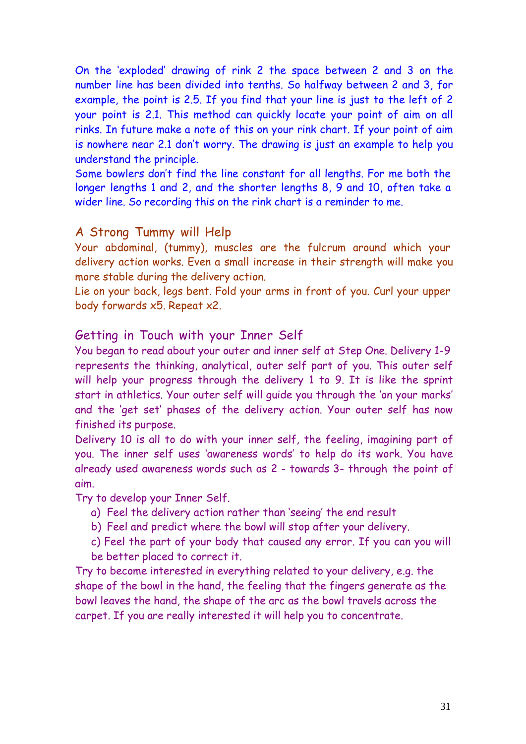On the 'exploded' drawing of rink 2 the space between 2 and 3 on the number line has been divided into tenths. So halfway between 2 and 3, for example, the point is 2.5. If you find that your line is just to the left of 2 your point is 2.1. This method can quickly locate your point of aim on all rinks. In future make a note of this on your rink chart. If your point of aim is nowhere near 2.1 don't worry. The drawing is just an example to help you understand the principle.

Some bowlers don't find the line constant for all lengths. For me both the longer lengths 1 and 2, and the shorter lengths 8, 9 and 10, often take a wider line. So recording this on the rink chart is a reminder to me.

## A Strong Tummy will Help

Your abdominal, (tummy), muscles are the fulcrum around which your delivery action works. Even a small increase in their strength will make you more stable during the delivery action.

Lie on your back, legs bent. Fold your arms in front of you. Curl your upper body forwards x5. Repeat x2.

## Getting in Touch with your Inner Self

You began to read about your outer and inner self at Step One. Delivery 1-9 represents the thinking, analytical, outer self part of you. This outer self will help your progress through the delivery 1 to 9. It is like the sprint start in athletics. Your outer self will guide you through the 'on your marks' and the 'get set' phases of the delivery action. Your outer self has now finished its purpose.

Delivery 10 is all to do with your inner self, the feeling, imagining part of you. The inner self uses 'awareness words' to help do its work. You have already used awareness words such as 2 - towards 3- through the point of aim.

Try to develop your Inner Self.

a) Feel the delivery action rather than 'seeing' the end result
b) Feel and predict where the bowl will stop after your delivery.
c) Feel the part of your body that caused any error. If you can you will be better placed to correct it.

Try to become interested in everything related to your delivery, e.g. the shape of the bowl in the hand, the feeling that the fingers generate as the bowl leaves the hand, the shape of the arc as the bowl travels across the carpet. If you are really interested it will help you to concentrate.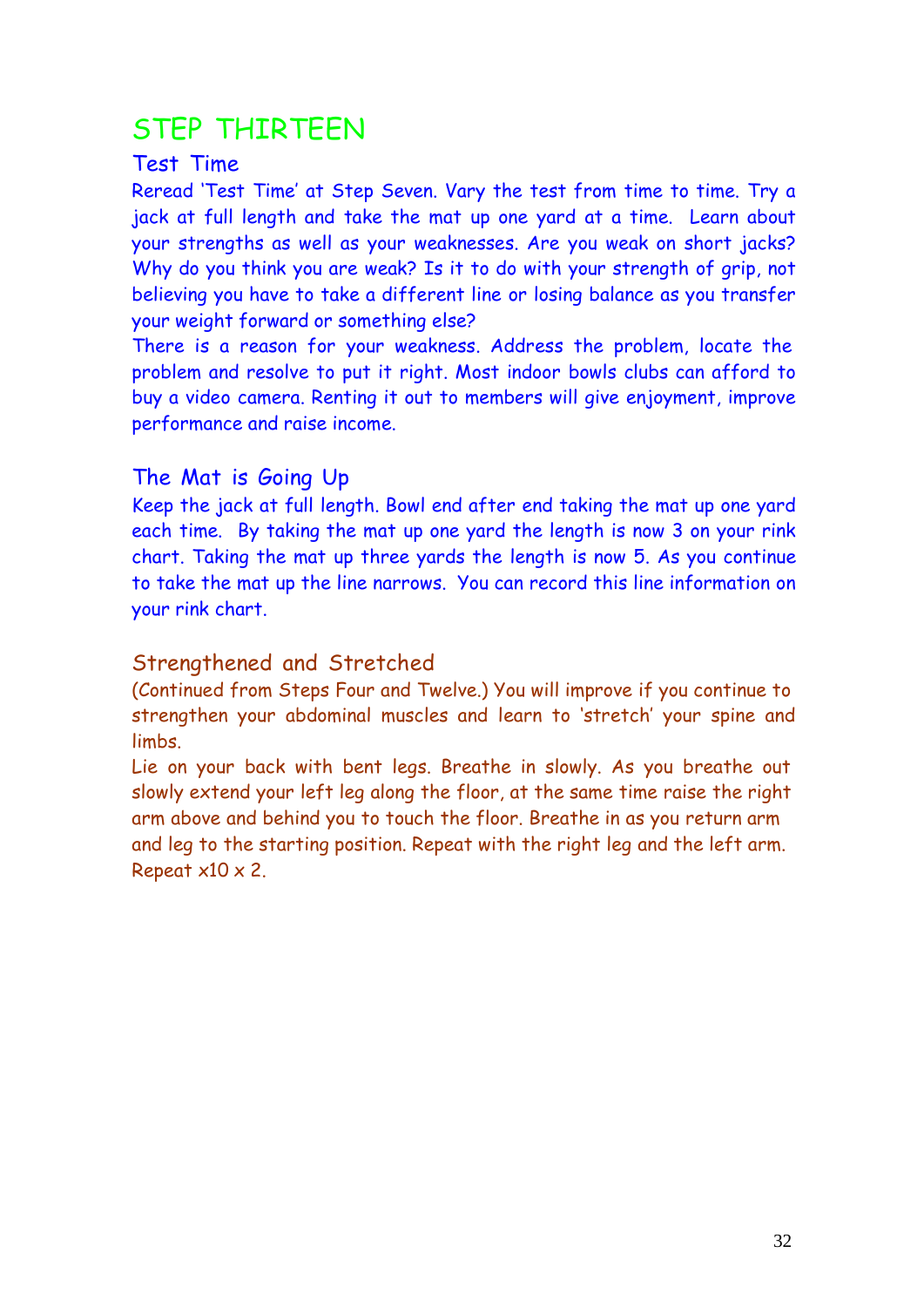# STEP THIRTEEN

## Test Time

Reread 'Test Time' at Step Seven. Vary the test from time to time. Try a jack at full length and take the mat up one yard at a time. Learn about your strengths as well as your weaknesses. Are you weak on short jacks? Why do you think you are weak? Is it to do with your strength of grip, not believing you have to take a different line or losing balance as you transfer your weight forward or something else?

There is a reason for your weakness. Address the problem, locate the problem and resolve to put it right. Most indoor bowls clubs can afford to buy a video camera. Renting it out to members will give enjoyment, improve performance and raise income.

## The Mat is Going Up

Keep the jack at full length. Bowl end after end taking the mat up one yard each time. By taking the mat up one yard the length is now 3 on your rink chart. Taking the mat up three yards the length is now 5. As you continue to take the mat up the line narrows. You can record this line information on your rink chart.

## Strengthened and Stretched

(Continued from Steps Four and Twelve.) You will improve if you continue to strengthen your abdominal muscles and learn to 'stretch' your spine and limbs.

Lie on your back with bent legs. Breathe in slowly. As you breathe out slowly extend your left leg along the floor, at the same time raise the right arm above and behind you to touch the floor. Breathe in as you return arm and leg to the starting position. Repeat with the right leg and the left arm. Repeat x10 x 2.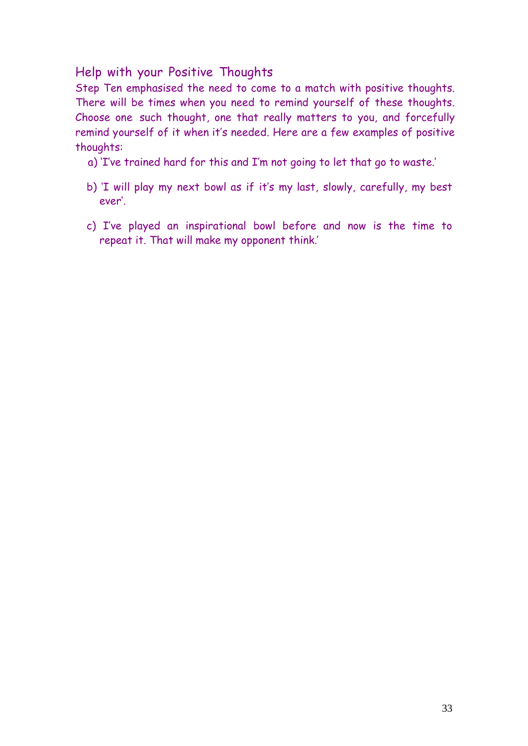## Help with your Positive Thoughts

Step Ten emphasised the need to come to a match with positive thoughts. There will be times when you need to remind yourself of these thoughts. Choose one such thought, one that really matters to you, and forcefully remind yourself of it when it's needed. Here are a few examples of positive thoughts:

a) 'I've trained hard for this and I'm not going to let that go to waste.'

b) 'I will play my next bowl as if it's my last, slowly, carefully, my best ever'.

c) I've played an inspirational bowl before and now is the time to repeat it. That will make my opponent think.'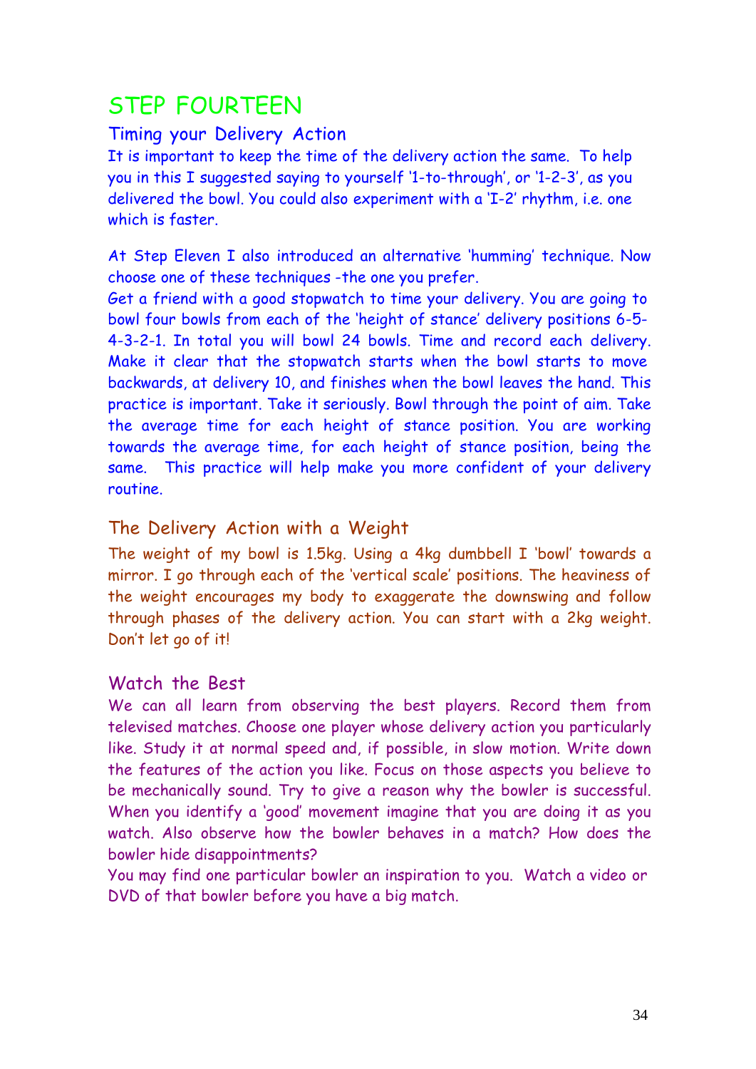# STEP FOURTEEN

## Timing your Delivery Action

It is important to keep the time of the delivery action the same. To help you in this I suggested saying to yourself '1-to-through', or '1-2-3', as you delivered the bowl. You could also experiment with a 'I-2' rhythm, i.e. one which is faster.

At Step Eleven I also introduced an alternative 'humming' technique. Now choose one of these techniques -the one you prefer.

Get a friend with a good stopwatch to time your delivery. You are going to bowl four bowls from each of the 'height of stance' delivery positions 6-5-4-3-2-1. In total you will bowl 24 bowls. Time and record each delivery. Make it clear that the stopwatch starts when the bowl starts to move backwards, at delivery 10, and finishes when the bowl leaves the hand. This practice is important. Take it seriously. Bowl through the point of aim. Take the average time for each height of stance position. You are working towards the average time, for each height of stance position, being the same. This practice will help make you more confident of your delivery routine.

## The Delivery Action with a Weight

The weight of my bowl is 1.5kg. Using a 4kg dumbbell I 'bowl' towards a mirror. I go through each of the 'vertical scale' positions. The heaviness of the weight encourages my body to exaggerate the downswing and follow through phases of the delivery action. You can start with a 2kg weight. Don't let go of it!

## Watch the Best

We can all learn from observing the best players. Record them from televised matches. Choose one player whose delivery action you particularly like. Study it at normal speed and, if possible, in slow motion. Write down the features of the action you like. Focus on those aspects you believe to be mechanically sound. Try to give a reason why the bowler is successful. When you identify a 'good' movement imagine that you are doing it as you watch. Also observe how the bowler behaves in a match? How does the bowler hide disappointments?

You may find one particular bowler an inspiration to you. Watch a video or DVD of that bowler before you have a big match.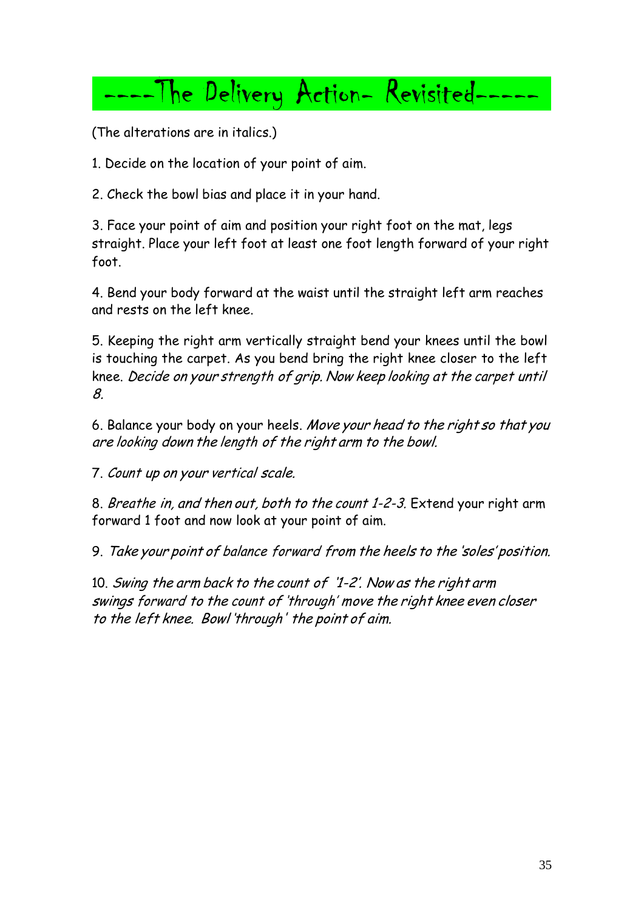# ----The Delivery Action- Revisited-----

(The alterations are in italics.)

1. Decide on the location of your point of aim.

2. Check the bowl bias and place it in your hand.

3. Face your point of aim and position your right foot on the mat, legs straight. Place your left foot at least one foot length forward of your right foot.

4. Bend your body forward at the waist until the straight left arm reaches and rests on the left knee.

5. Keeping the right arm vertically straight bend your knees until the bowl is touching the carpet. As you bend bring the right knee closer to the left knee. *Decide on your strength of grip. Now keep looking at the carpet until 8.*

6. Balance your body on your heels. *Move your head to the right so that you are looking down the length of the right arm to the bowl.*

7. *Count up on your vertical scale.*

8. *Breathe in, and then out, both to the count 1-2-3.* Extend your right arm forward 1 foot and now look at your point of aim.

9. *Take your point of balance forward from the heels to the 'soles' position.*

10. *Swing the arm back to the count of '1-2'. Now as the right arm swings forward to the count of 'through' move the right knee even closer to the left knee. Bowl 'through' the point of aim.*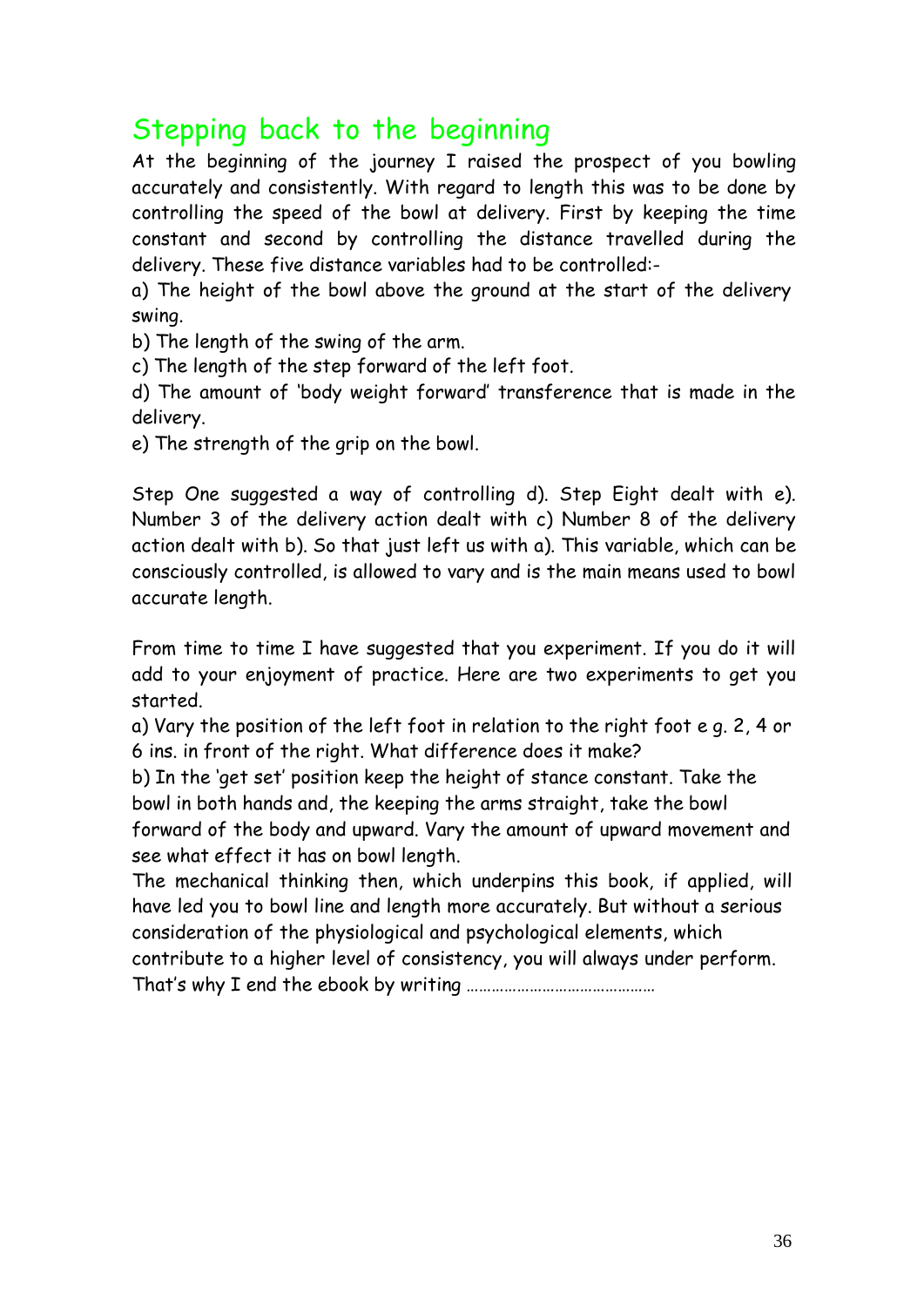## Stepping back to the beginning

At the beginning of the journey I raised the prospect of you bowling accurately and consistently. With regard to length this was to be done by controlling the speed of the bowl at delivery. First by keeping the time constant and second by controlling the distance travelled during the delivery. These five distance variables had to be controlled:-

a) The height of the bowl above the ground at the start of the delivery swing.

b) The length of the swing of the arm.

c) The length of the step forward of the left foot.

d) The amount of 'body weight forward' transference that is made in the delivery.

e) The strength of the grip on the bowl.

Step One suggested a way of controlling d). Step Eight dealt with e). Number 3 of the delivery action dealt with c) Number 8 of the delivery action dealt with b). So that just left us with a). This variable, which can be consciously controlled, is allowed to vary and is the main means used to bowl accurate length.

From time to time I have suggested that you experiment. If you do it will add to your enjoyment of practice. Here are two experiments to get you started.

a) Vary the position of the left foot in relation to the right foot e g. 2, 4 or 6 ins. in front of the right. What difference does it make?

b) In the 'get set' position keep the height of stance constant. Take the bowl in both hands and, the keeping the arms straight, take the bowl forward of the body and upward. Vary the amount of upward movement and see what effect it has on bowl length.

The mechanical thinking then, which underpins this book, if applied, will have led you to bowl line and length more accurately. But without a serious consideration of the physiological and psychological elements, which contribute to a higher level of consistency, you will always under perform. That's why I end the ebook by writing ……………………………………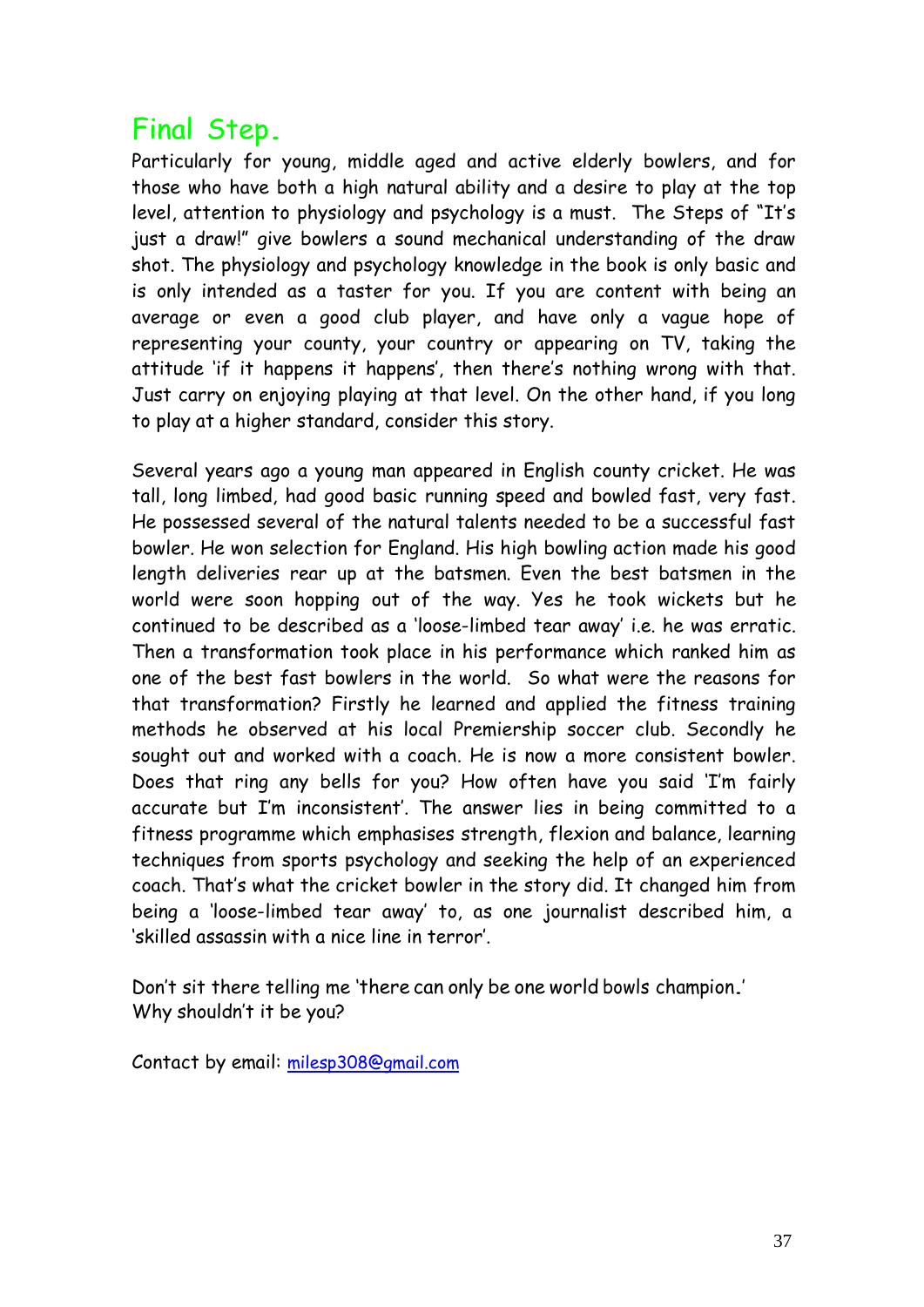# Final Step.

Particularly for young, middle aged and active elderly bowlers, and for those who have both a high natural ability and a desire to play at the top level, attention to physiology and psychology is a must. The Steps of "It's just a draw!" give bowlers a sound mechanical understanding of the draw shot. The physiology and psychology knowledge in the book is only basic and is only intended as a taster for you. If you are content with being an average or even a good club player, and have only a vague hope of representing your county, your country or appearing on TV, taking the attitude 'if it happens it happens', then there's nothing wrong with that. Just carry on enjoying playing at that level. On the other hand, if you long to play at a higher standard, consider this story.

Several years ago a young man appeared in English county cricket. He was tall, long limbed, had good basic running speed and bowled fast, very fast. He possessed several of the natural talents needed to be a successful fast bowler. He won selection for England. His high bowling action made his good length deliveries rear up at the batsmen. Even the best batsmen in the world were soon hopping out of the way. Yes he took wickets but he continued to be described as a 'loose-limbed tear away' i.e. he was erratic. Then a transformation took place in his performance which ranked him as one of the best fast bowlers in the world. So what were the reasons for that transformation? Firstly he learned and applied the fitness training methods he observed at his local Premiership soccer club. Secondly he sought out and worked with a coach. He is now a more consistent bowler. Does that ring any bells for you? How often have you said 'I'm fairly accurate but I'm inconsistent'. The answer lies in being committed to a fitness programme which emphasises strength, flexion and balance, learning techniques from sports psychology and seeking the help of an experienced coach. That's what the cricket bowler in the story did. It changed him from being a 'loose-limbed tear away' to, as one journalist described him, a 'skilled assassin with a nice line in terror'.

Don't sit there telling me 'there can only be one world bowls champion.'
Why shouldn't it be you?

Contact by email: milesp308@gmail.com